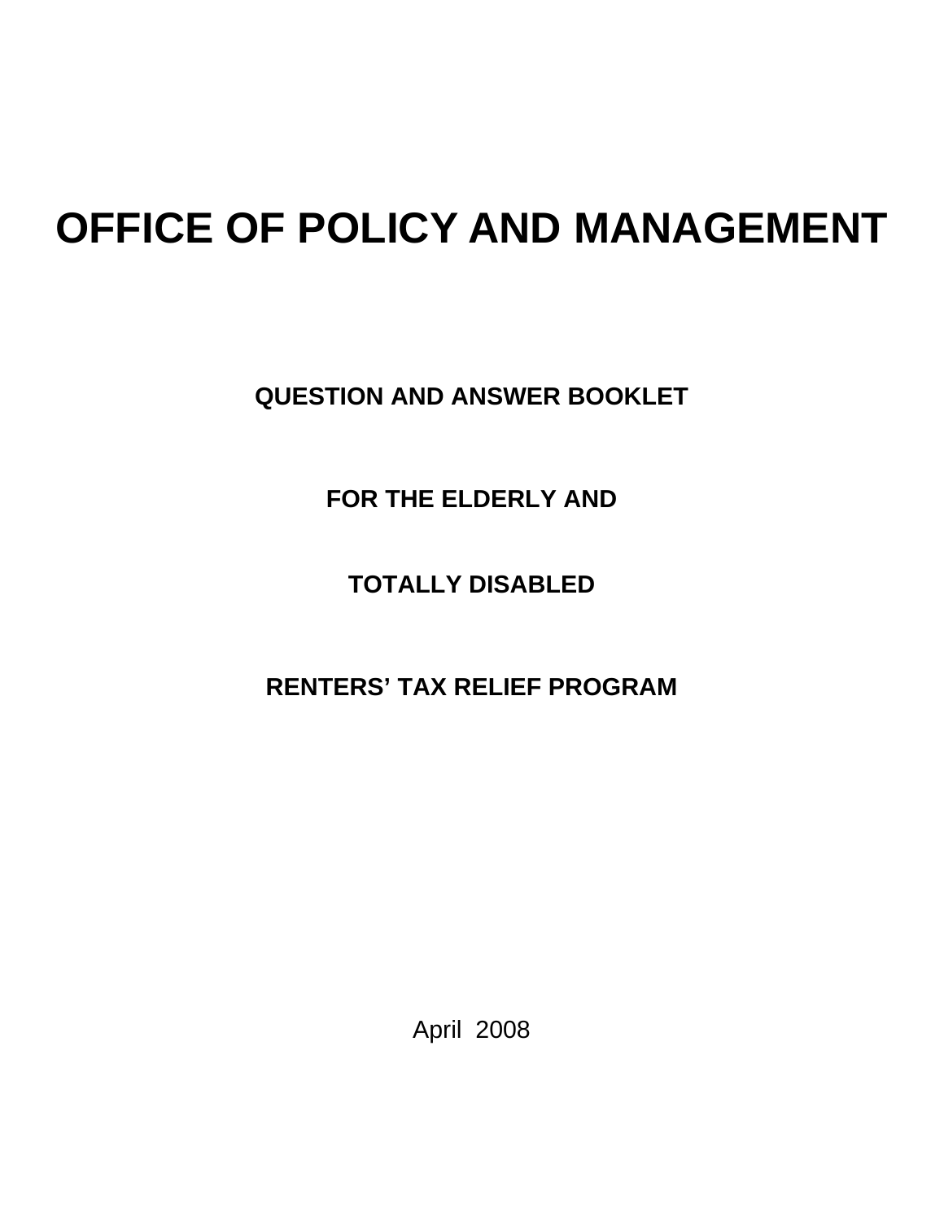# OFFICE OF POLICY AND MANAGEMENT

**QUESTION AND ANSWER BOOKLET**

**FOR THE ELDERLY AND**

**TOTALLY DISABLED**

**RENTERS' TAX RELIEF PROGRAM**

April 2008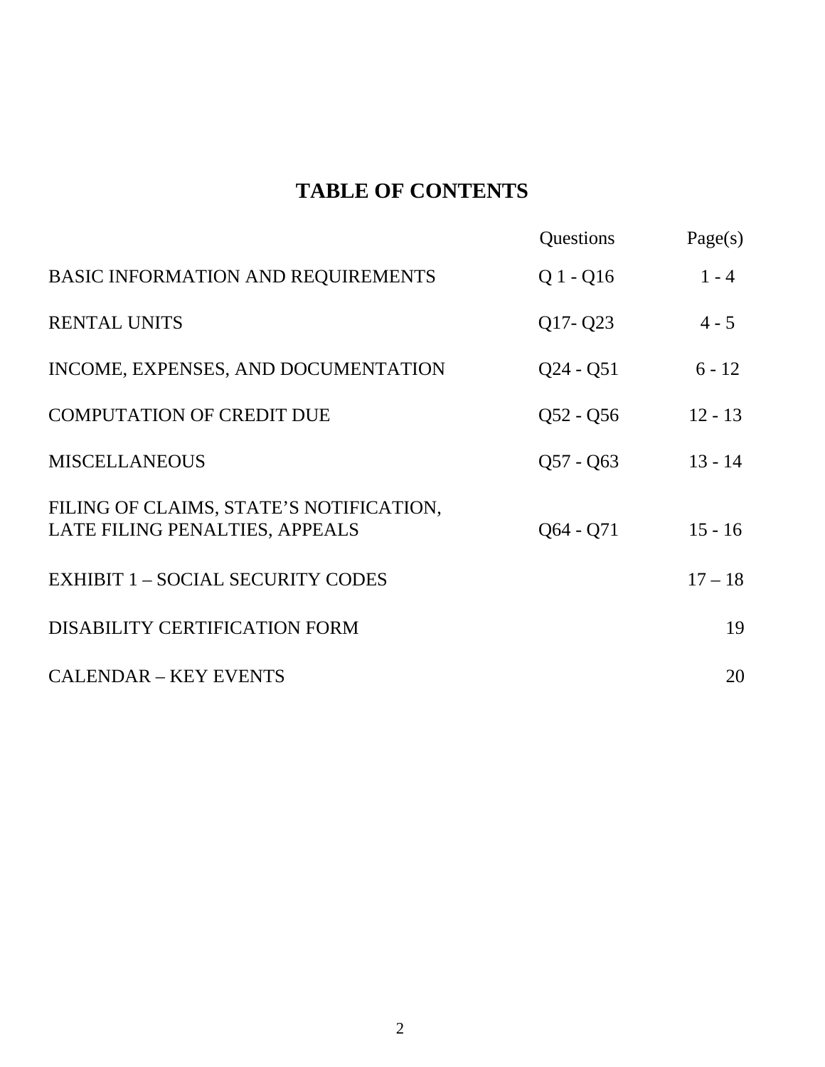# TABLE OF CONTENTS

| | Questions | Page(s) |
|---|---|---|
| BASIC INFORMATION AND REQUIREMENTS | Q 1 - Q16 | 1 - 4 |
| RENTAL UNITS | Q17- Q23 | 4 - 5 |
| INCOME, EXPENSES, AND DOCUMENTATION | Q24 - Q51 | 6 - 12 |
| COMPUTATION OF CREDIT DUE | Q52 - Q56 | 12 - 13 |
| MISCELLANEOUS | Q57 - Q63 | 13 - 14 |
| FILING OF CLAIMS, STATE'S NOTIFICATION, LATE FILING PENALTIES, APPEALS | Q64 - Q71 | 15 - 16 |
| EXHIBIT 1 – SOCIAL SECURITY CODES | | 17 – 18 |
| DISABILITY CERTIFICATION FORM | | 19 |
| CALENDAR – KEY EVENTS | | 20 |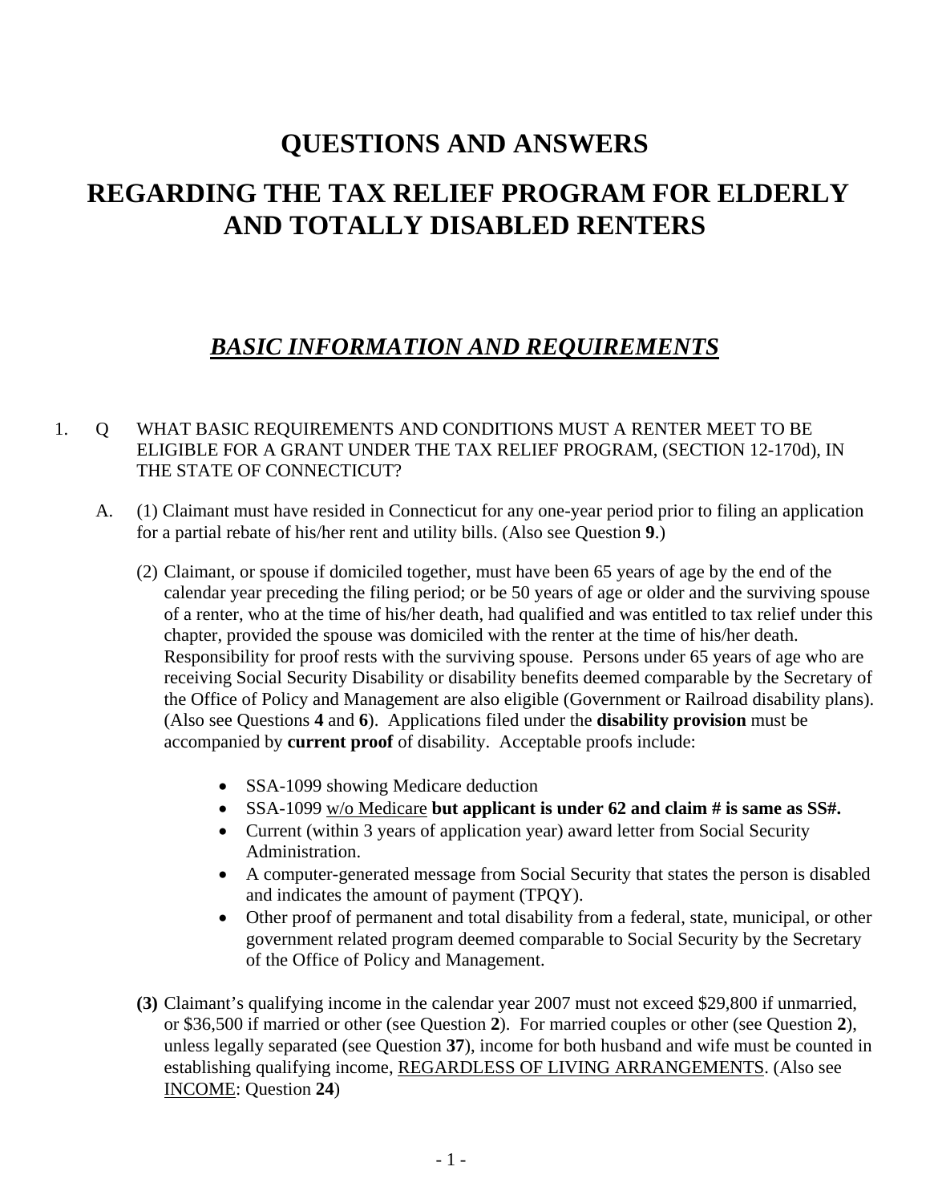# QUESTIONS AND ANSWERS

# REGARDING THE TAX RELIEF PROGRAM FOR ELDERLY AND TOTALLY DISABLED RENTERS

## *BASIC INFORMATION AND REQUIREMENTS*

1. Q WHAT BASIC REQUIREMENTS AND CONDITIONS MUST A RENTER MEET TO BE ELIGIBLE FOR A GRANT UNDER THE TAX RELIEF PROGRAM, (SECTION 12-170d), IN THE STATE OF CONNECTICUT?

   A. (1) Claimant must have resided in Connecticut for any one-year period prior to filing an application for a partial rebate of his/her rent and utility bills. (Also see Question **9**.)

   (2) Claimant, or spouse if domiciled together, must have been 65 years of age by the end of the calendar year preceding the filing period; or be 50 years of age or older and the surviving spouse of a renter, who at the time of his/her death, had qualified and was entitled to tax relief under this chapter, provided the spouse was domiciled with the renter at the time of his/her death. Responsibility for proof rests with the surviving spouse. Persons under 65 years of age who are receiving Social Security Disability or disability benefits deemed comparable by the Secretary of the Office of Policy and Management are also eligible (Government or Railroad disability plans). (Also see Questions **4** and **6**). Applications filed under the **disability provision** must be accompanied by **current proof** of disability. Acceptable proofs include:

   - SSA-1099 showing Medicare deduction
   - SSA-1099 <u>w/o Medicare</u> **but applicant is under 62 and claim # is same as SS#.**
   - Current (within 3 years of application year) award letter from Social Security Administration.
   - A computer-generated message from Social Security that states the person is disabled and indicates the amount of payment (TPQY).
   - Other proof of permanent and total disability from a federal, state, municipal, or other government related program deemed comparable to Social Security by the Secretary of the Office of Policy and Management.

   **(3)** Claimant's qualifying income in the calendar year 2007 must not exceed $29,800 if unmarried, or $36,500 if married or other (see Question **2**). For married couples or other (see Question **2**), unless legally separated (see Question **37**), income for both husband and wife must be counted in establishing qualifying income, <u>REGARDLESS OF LIVING ARRANGEMENTS</u>. (Also see <u>INCOME</u>: Question **24**)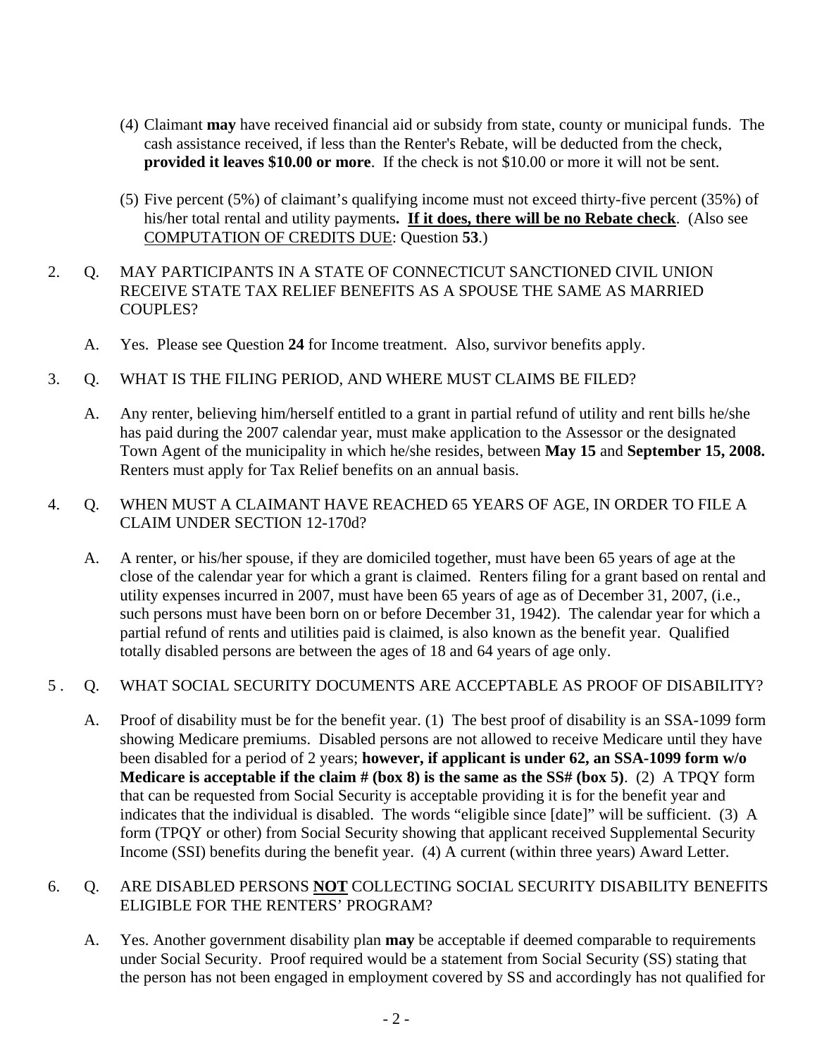(4) Claimant **may** have received financial aid or subsidy from state, county or municipal funds. The cash assistance received, if less than the Renter's Rebate, will be deducted from the check, **provided it leaves $10.00 or more**. If the check is not $10.00 or more it will not be sent.

(5) Five percent (5%) of claimant's qualifying income must not exceed thirty-five percent (35%) of his/her total rental and utility payments**. <u>If it does, there will be no Rebate check</u>**. (Also see <u>COMPUTATION OF CREDITS DUE</u>: Question **53**.)

2. Q. MAY PARTICIPANTS IN A STATE OF CONNECTICUT SANCTIONED CIVIL UNION RECEIVE STATE TAX RELIEF BENEFITS AS A SPOUSE THE SAME AS MARRIED COUPLES?

   A. Yes. Please see Question **24** for Income treatment. Also, survivor benefits apply.

3. Q. WHAT IS THE FILING PERIOD, AND WHERE MUST CLAIMS BE FILED?

   A. Any renter, believing him/herself entitled to a grant in partial refund of utility and rent bills he/she has paid during the 2007 calendar year, must make application to the Assessor or the designated Town Agent of the municipality in which he/she resides, between **May 15** and **September 15, 2008.** Renters must apply for Tax Relief benefits on an annual basis.

4. Q. WHEN MUST A CLAIMANT HAVE REACHED 65 YEARS OF AGE, IN ORDER TO FILE A CLAIM UNDER SECTION 12-170d?

   A. A renter, or his/her spouse, if they are domiciled together, must have been 65 years of age at the close of the calendar year for which a grant is claimed. Renters filing for a grant based on rental and utility expenses incurred in 2007, must have been 65 years of age as of December 31, 2007, (i.e., such persons must have been born on or before December 31, 1942). The calendar year for which a partial refund of rents and utilities paid is claimed, is also known as the benefit year. Qualified totally disabled persons are between the ages of 18 and 64 years of age only.

5. Q. WHAT SOCIAL SECURITY DOCUMENTS ARE ACCEPTABLE AS PROOF OF DISABILITY?

   A. Proof of disability must be for the benefit year. (1) The best proof of disability is an SSA-1099 form showing Medicare premiums. Disabled persons are not allowed to receive Medicare until they have been disabled for a period of 2 years; **however, if applicant is under 62, an SSA-1099 form w/o Medicare is acceptable if the claim # (box 8) is the same as the SS# (box 5)**. (2) A TPQY form that can be requested from Social Security is acceptable providing it is for the benefit year and indicates that the individual is disabled. The words "eligible since [date]" will be sufficient. (3) A form (TPQY or other) from Social Security showing that applicant received Supplemental Security Income (SSI) benefits during the benefit year. (4) A current (within three years) Award Letter.

6. Q. ARE DISABLED PERSONS **<u>NOT</u>** COLLECTING SOCIAL SECURITY DISABILITY BENEFITS ELIGIBLE FOR THE RENTERS' PROGRAM?

   A. Yes. Another government disability plan **may** be acceptable if deemed comparable to requirements under Social Security. Proof required would be a statement from Social Security (SS) stating that the person has not been engaged in employment covered by SS and accordingly has not qualified for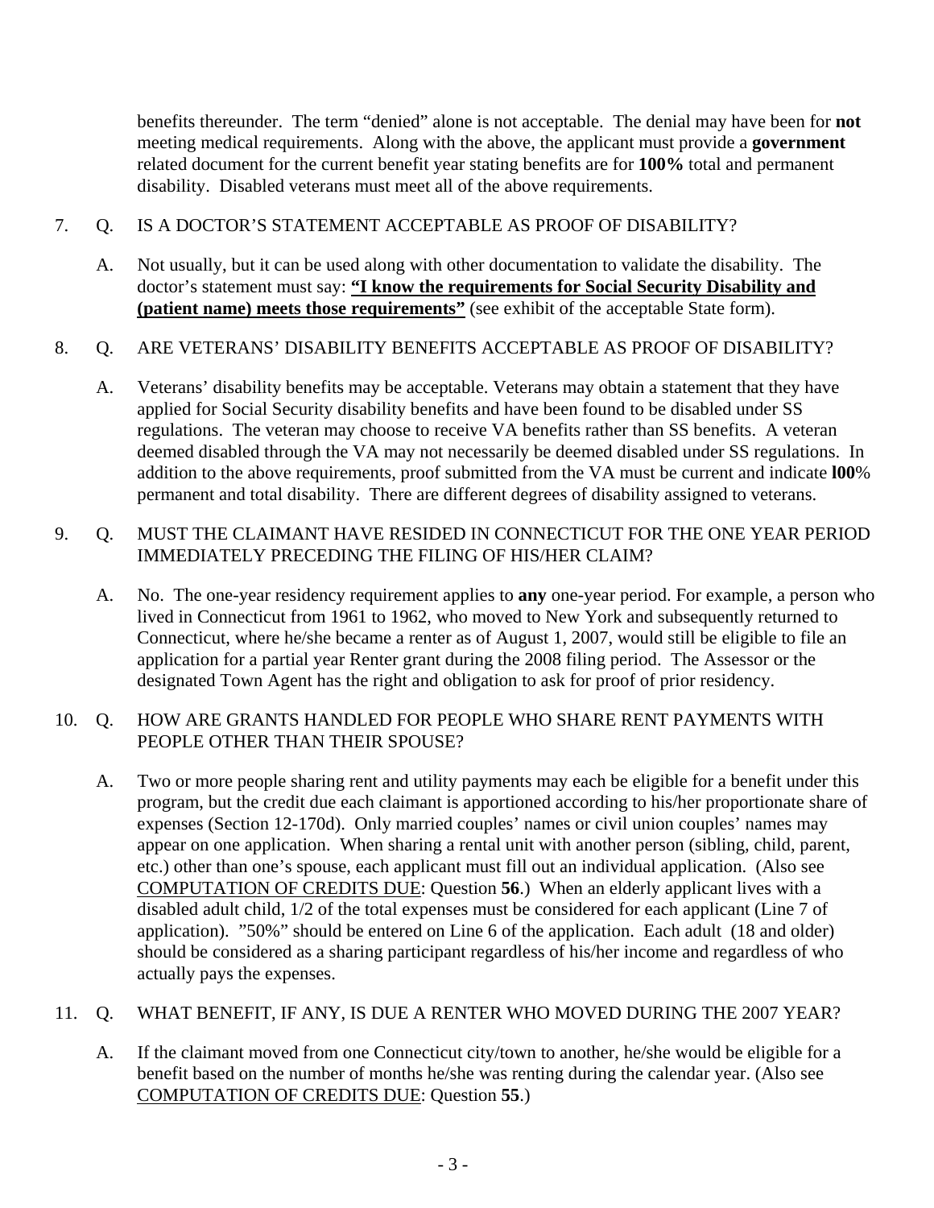benefits thereunder. The term "denied" alone is not acceptable. The denial may have been for **not** meeting medical requirements. Along with the above, the applicant must provide a **government** related document for the current benefit year stating benefits are for **100%** total and permanent disability. Disabled veterans must meet all of the above requirements.

7. Q. IS A DOCTOR'S STATEMENT ACCEPTABLE AS PROOF OF DISABILITY?

   A. Not usually, but it can be used along with other documentation to validate the disability. The doctor's statement must say: **"I know the requirements for Social Security Disability and (patient name) meets those requirements"** (see exhibit of the acceptable State form).

8. Q. ARE VETERANS' DISABILITY BENEFITS ACCEPTABLE AS PROOF OF DISABILITY?

   A. Veterans' disability benefits may be acceptable. Veterans may obtain a statement that they have applied for Social Security disability benefits and have been found to be disabled under SS regulations. The veteran may choose to receive VA benefits rather than SS benefits. A veteran deemed disabled through the VA may not necessarily be deemed disabled under SS regulations. In addition to the above requirements, proof submitted from the VA must be current and indicate **l00**% permanent and total disability. There are different degrees of disability assigned to veterans.

9. Q. MUST THE CLAIMANT HAVE RESIDED IN CONNECTICUT FOR THE ONE YEAR PERIOD IMMEDIATELY PRECEDING THE FILING OF HIS/HER CLAIM?

   A. No. The one-year residency requirement applies to **any** one-year period. For example, a person who lived in Connecticut from 1961 to 1962, who moved to New York and subsequently returned to Connecticut, where he/she became a renter as of August 1, 2007, would still be eligible to file an application for a partial year Renter grant during the 2008 filing period. The Assessor or the designated Town Agent has the right and obligation to ask for proof of prior residency.

10. Q. HOW ARE GRANTS HANDLED FOR PEOPLE WHO SHARE RENT PAYMENTS WITH PEOPLE OTHER THAN THEIR SPOUSE?

    A. Two or more people sharing rent and utility payments may each be eligible for a benefit under this program, but the credit due each claimant is apportioned according to his/her proportionate share of expenses (Section 12-170d). Only married couples' names or civil union couples' names may appear on one application. When sharing a rental unit with another person (sibling, child, parent, etc.) other than one's spouse, each applicant must fill out an individual application. (Also see COMPUTATION OF CREDITS DUE: Question **56**.) When an elderly applicant lives with a disabled adult child, 1/2 of the total expenses must be considered for each applicant (Line 7 of application). "50%" should be entered on Line 6 of the application. Each adult (18 and older) should be considered as a sharing participant regardless of his/her income and regardless of who actually pays the expenses.

11. Q. WHAT BENEFIT, IF ANY, IS DUE A RENTER WHO MOVED DURING THE 2007 YEAR?

    A. If the claimant moved from one Connecticut city/town to another, he/she would be eligible for a benefit based on the number of months he/she was renting during the calendar year. (Also see COMPUTATION OF CREDITS DUE: Question **55**.)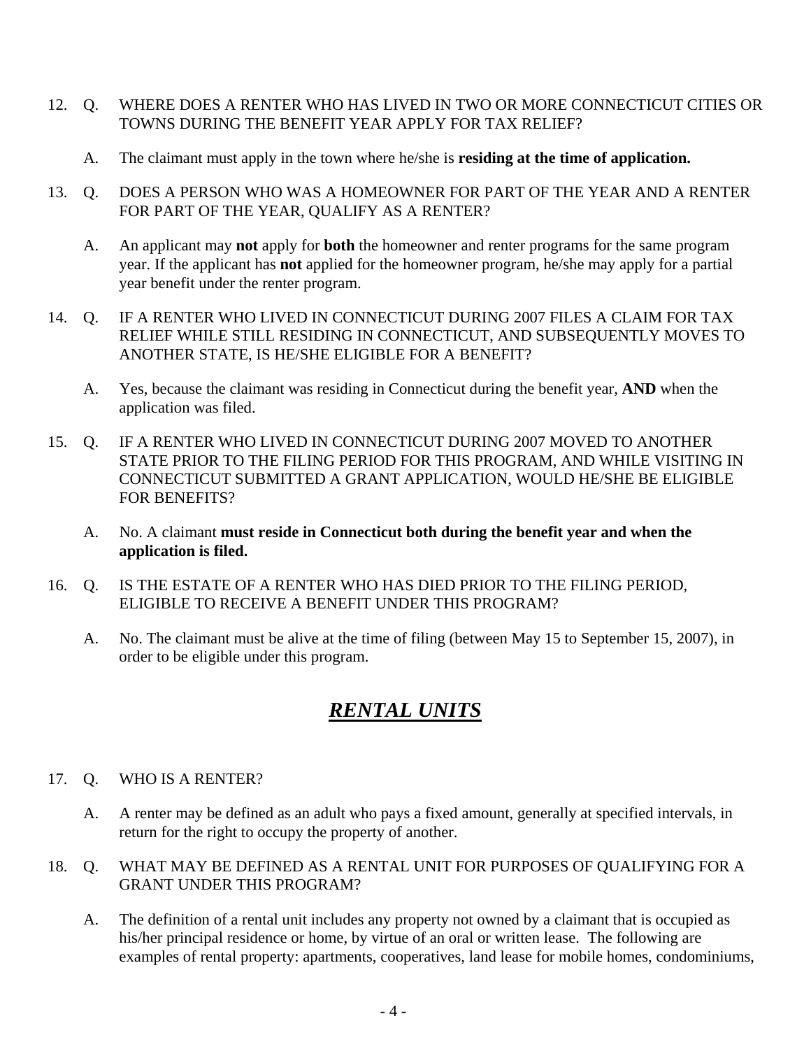12. Q. WHERE DOES A RENTER WHO HAS LIVED IN TWO OR MORE CONNECTICUT CITIES OR TOWNS DURING THE BENEFIT YEAR APPLY FOR TAX RELIEF?

    A. The claimant must apply in the town where he/she is **residing at the time of application.**

13. Q. DOES A PERSON WHO WAS A HOMEOWNER FOR PART OF THE YEAR AND A RENTER FOR PART OF THE YEAR, QUALIFY AS A RENTER?

    A. An applicant may **not** apply for **both** the homeowner and renter programs for the same program year. If the applicant has **not** applied for the homeowner program, he/she may apply for a partial year benefit under the renter program.

14. Q. IF A RENTER WHO LIVED IN CONNECTICUT DURING 2007 FILES A CLAIM FOR TAX RELIEF WHILE STILL RESIDING IN CONNECTICUT, AND SUBSEQUENTLY MOVES TO ANOTHER STATE, IS HE/SHE ELIGIBLE FOR A BENEFIT?

    A. Yes, because the claimant was residing in Connecticut during the benefit year, **AND** when the application was filed.

15. Q. IF A RENTER WHO LIVED IN CONNECTICUT DURING 2007 MOVED TO ANOTHER STATE PRIOR TO THE FILING PERIOD FOR THIS PROGRAM, AND WHILE VISITING IN CONNECTICUT SUBMITTED A GRANT APPLICATION, WOULD HE/SHE BE ELIGIBLE FOR BENEFITS?

    A. No. A claimant **must reside in Connecticut both during the benefit year and when the application is filed.**

16. Q. IS THE ESTATE OF A RENTER WHO HAS DIED PRIOR TO THE FILING PERIOD, ELIGIBLE TO RECEIVE A BENEFIT UNDER THIS PROGRAM?

    A. No. The claimant must be alive at the time of filing (between May 15 to September 15, 2007), in order to be eligible under this program.

## ***RENTAL UNITS***

17. Q. WHO IS A RENTER?

    A. A renter may be defined as an adult who pays a fixed amount, generally at specified intervals, in return for the right to occupy the property of another.

18. Q. WHAT MAY BE DEFINED AS A RENTAL UNIT FOR PURPOSES OF QUALIFYING FOR A GRANT UNDER THIS PROGRAM?

    A. The definition of a rental unit includes any property not owned by a claimant that is occupied as his/her principal residence or home, by virtue of an oral or written lease. The following are examples of rental property: apartments, cooperatives, land lease for mobile homes, condominiums,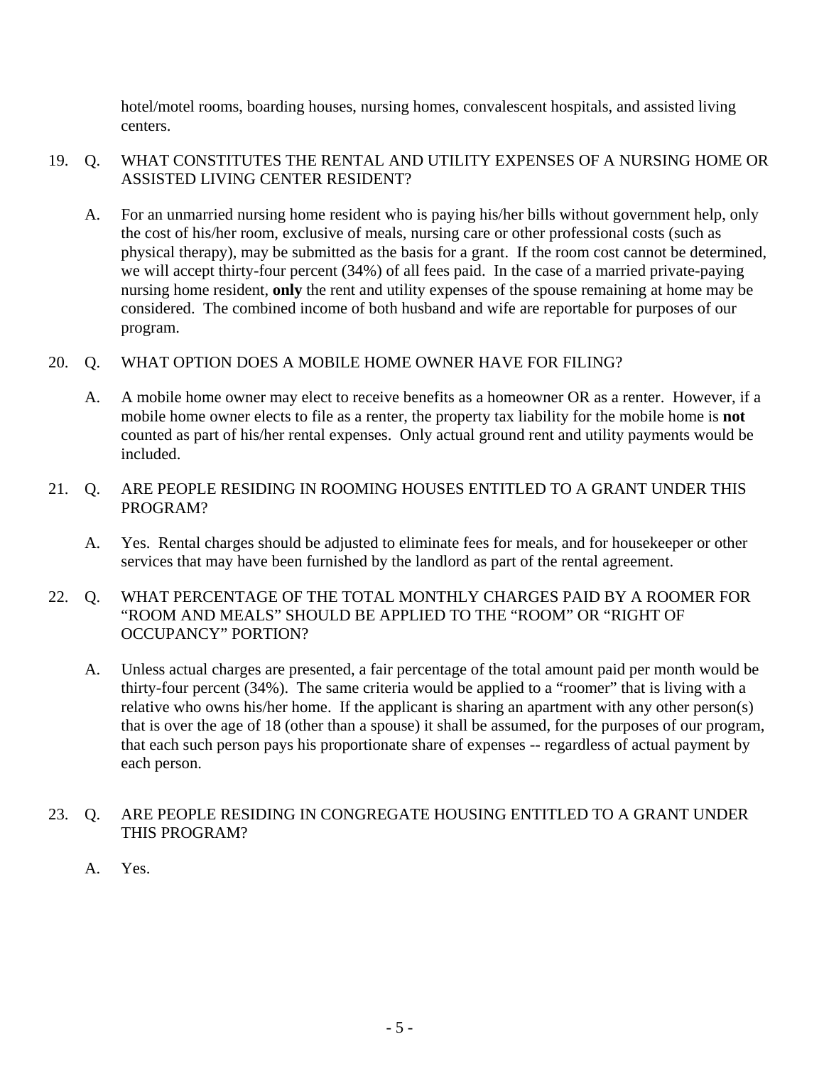hotel/motel rooms, boarding houses, nursing homes, convalescent hospitals, and assisted living centers.

19. Q. WHAT CONSTITUTES THE RENTAL AND UTILITY EXPENSES OF A NURSING HOME OR ASSISTED LIVING CENTER RESIDENT?

    A. For an unmarried nursing home resident who is paying his/her bills without government help, only the cost of his/her room, exclusive of meals, nursing care or other professional costs (such as physical therapy), may be submitted as the basis for a grant. If the room cost cannot be determined, we will accept thirty-four percent (34%) of all fees paid. In the case of a married private-paying nursing home resident, **only** the rent and utility expenses of the spouse remaining at home may be considered. The combined income of both husband and wife are reportable for purposes of our program.

20. Q. WHAT OPTION DOES A MOBILE HOME OWNER HAVE FOR FILING?

    A. A mobile home owner may elect to receive benefits as a homeowner OR as a renter. However, if a mobile home owner elects to file as a renter, the property tax liability for the mobile home is **not** counted as part of his/her rental expenses. Only actual ground rent and utility payments would be included.

21. Q. ARE PEOPLE RESIDING IN ROOMING HOUSES ENTITLED TO A GRANT UNDER THIS PROGRAM?

    A. Yes. Rental charges should be adjusted to eliminate fees for meals, and for housekeeper or other services that may have been furnished by the landlord as part of the rental agreement.

22. Q. WHAT PERCENTAGE OF THE TOTAL MONTHLY CHARGES PAID BY A ROOMER FOR "ROOM AND MEALS" SHOULD BE APPLIED TO THE "ROOM" OR "RIGHT OF OCCUPANCY" PORTION?

    A. Unless actual charges are presented, a fair percentage of the total amount paid per month would be thirty-four percent (34%). The same criteria would be applied to a "roomer" that is living with a relative who owns his/her home. If the applicant is sharing an apartment with any other person(s) that is over the age of 18 (other than a spouse) it shall be assumed, for the purposes of our program, that each such person pays his proportionate share of expenses -- regardless of actual payment by each person.

23. Q. ARE PEOPLE RESIDING IN CONGREGATE HOUSING ENTITLED TO A GRANT UNDER THIS PROGRAM?

    A. Yes.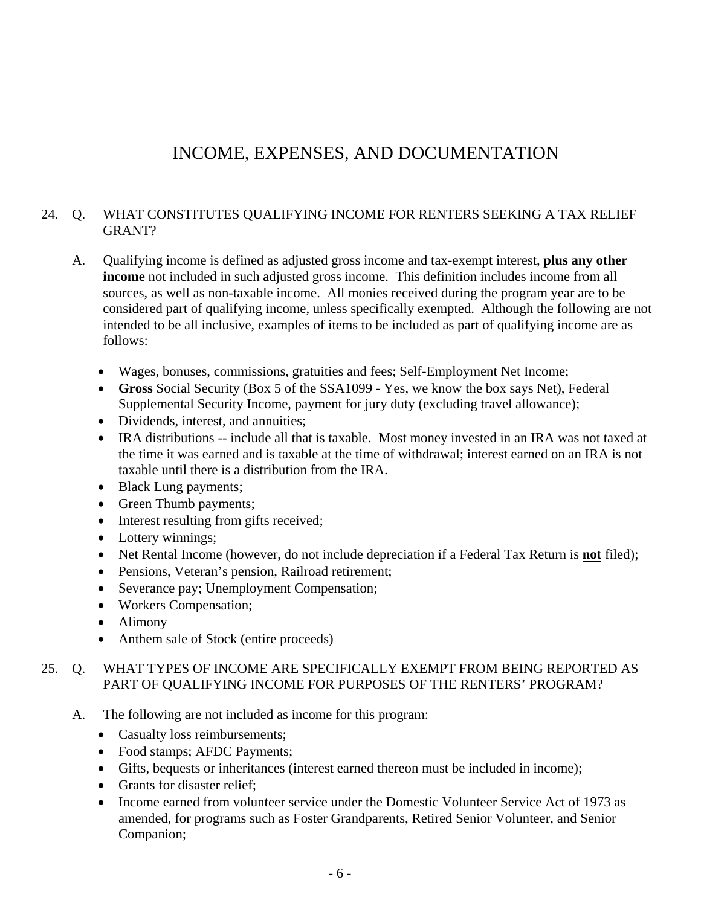# INCOME, EXPENSES, AND DOCUMENTATION

24. Q. WHAT CONSTITUTES QUALIFYING INCOME FOR RENTERS SEEKING A TAX RELIEF GRANT?

    A. Qualifying income is defined as adjusted gross income and tax-exempt interest, **plus any other income** not included in such adjusted gross income. This definition includes income from all sources, as well as non-taxable income. All monies received during the program year are to be considered part of qualifying income, unless specifically exempted. Although the following are not intended to be all inclusive, examples of items to be included as part of qualifying income are as follows:

    - Wages, bonuses, commissions, gratuities and fees; Self-Employment Net Income;
    - **Gross** Social Security (Box 5 of the SSA1099 - Yes, we know the box says Net), Federal Supplemental Security Income, payment for jury duty (excluding travel allowance);
    - Dividends, interest, and annuities;
    - IRA distributions -- include all that is taxable. Most money invested in an IRA was not taxed at the time it was earned and is taxable at the time of withdrawal; interest earned on an IRA is not taxable until there is a distribution from the IRA.
    - Black Lung payments;
    - Green Thumb payments;
    - Interest resulting from gifts received;
    - Lottery winnings;
    - Net Rental Income (however, do not include depreciation if a Federal Tax Return is <u>**not**</u> filed);
    - Pensions, Veteran's pension, Railroad retirement;
    - Severance pay; Unemployment Compensation;
    - Workers Compensation;
    - Alimony
    - Anthem sale of Stock (entire proceeds)

25. Q. WHAT TYPES OF INCOME ARE SPECIFICALLY EXEMPT FROM BEING REPORTED AS PART OF QUALIFYING INCOME FOR PURPOSES OF THE RENTERS' PROGRAM?

    A. The following are not included as income for this program:

    - Casualty loss reimbursements;
    - Food stamps; AFDC Payments;
    - Gifts, bequests or inheritances (interest earned thereon must be included in income);
    - Grants for disaster relief;
    - Income earned from volunteer service under the Domestic Volunteer Service Act of 1973 as amended, for programs such as Foster Grandparents, Retired Senior Volunteer, and Senior Companion;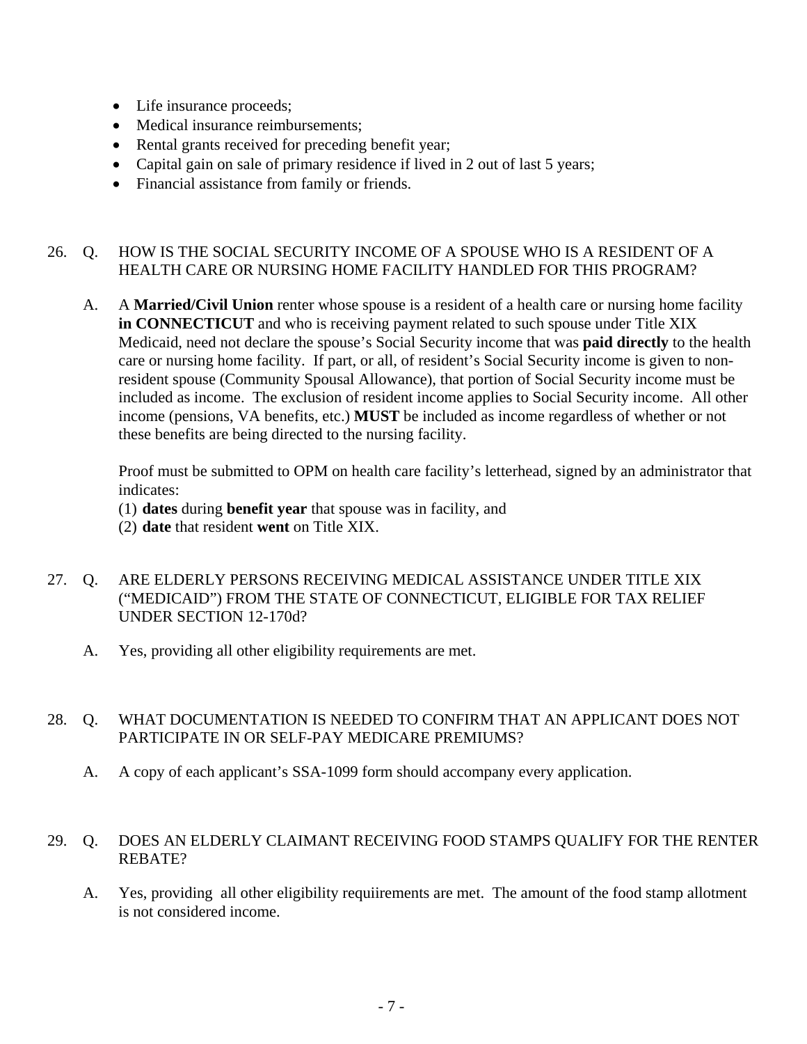- Life insurance proceeds;
- Medical insurance reimbursements;
- Rental grants received for preceding benefit year;
- Capital gain on sale of primary residence if lived in 2 out of last 5 years;
- Financial assistance from family or friends.

26. Q. HOW IS THE SOCIAL SECURITY INCOME OF A SPOUSE WHO IS A RESIDENT OF A HEALTH CARE OR NURSING HOME FACILITY HANDLED FOR THIS PROGRAM?

    A. A **Married/Civil Union** renter whose spouse is a resident of a health care or nursing home facility **in CONNECTICUT** and who is receiving payment related to such spouse under Title XIX Medicaid, need not declare the spouse's Social Security income that was **paid directly** to the health care or nursing home facility. If part, or all, of resident's Social Security income is given to non-resident spouse (Community Spousal Allowance), that portion of Social Security income must be included as income. The exclusion of resident income applies to Social Security income. All other income (pensions, VA benefits, etc.) **MUST** be included as income regardless of whether or not these benefits are being directed to the nursing facility.

    Proof must be submitted to OPM on health care facility's letterhead, signed by an administrator that indicates:
    (1) **dates** during **benefit year** that spouse was in facility, and
    (2) **date** that resident **went** on Title XIX.

27. Q. ARE ELDERLY PERSONS RECEIVING MEDICAL ASSISTANCE UNDER TITLE XIX ("MEDICAID") FROM THE STATE OF CONNECTICUT, ELIGIBLE FOR TAX RELIEF UNDER SECTION 12-170d?

    A. Yes, providing all other eligibility requirements are met.

28. Q. WHAT DOCUMENTATION IS NEEDED TO CONFIRM THAT AN APPLICANT DOES NOT PARTICIPATE IN OR SELF-PAY MEDICARE PREMIUMS?

    A. A copy of each applicant's SSA-1099 form should accompany every application.

29. Q. DOES AN ELDERLY CLAIMANT RECEIVING FOOD STAMPS QUALIFY FOR THE RENTER REBATE?

    A. Yes, providing all other eligibility requiirements are met. The amount of the food stamp allotment is not considered income.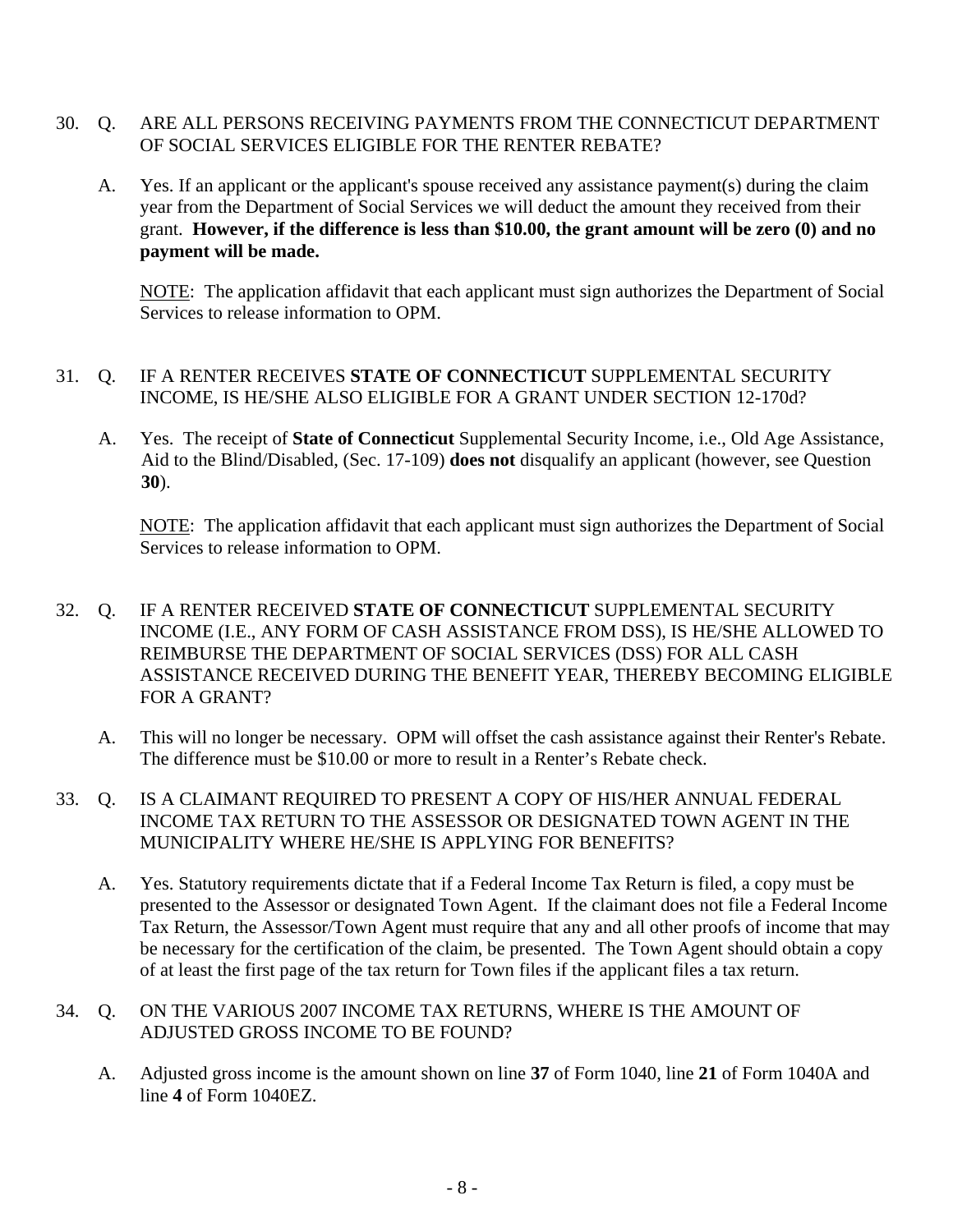30. Q. ARE ALL PERSONS RECEIVING PAYMENTS FROM THE CONNECTICUT DEPARTMENT OF SOCIAL SERVICES ELIGIBLE FOR THE RENTER REBATE?

    A. Yes. If an applicant or the applicant's spouse received any assistance payment(s) during the claim year from the Department of Social Services we will deduct the amount they received from their grant. **However, if the difference is less than $10.00, the grant amount will be zero (0) and no payment will be made.**

    NOTE: The application affidavit that each applicant must sign authorizes the Department of Social Services to release information to OPM.

31. Q. IF A RENTER RECEIVES **STATE OF CONNECTICUT** SUPPLEMENTAL SECURITY INCOME, IS HE/SHE ALSO ELIGIBLE FOR A GRANT UNDER SECTION 12-170d?

    A. Yes. The receipt of **State of Connecticut** Supplemental Security Income, i.e., Old Age Assistance, Aid to the Blind/Disabled, (Sec. 17-109) **does not** disqualify an applicant (however, see Question **30**).

    NOTE: The application affidavit that each applicant must sign authorizes the Department of Social Services to release information to OPM.

32. Q. IF A RENTER RECEIVED **STATE OF CONNECTICUT** SUPPLEMENTAL SECURITY INCOME (I.E., ANY FORM OF CASH ASSISTANCE FROM DSS), IS HE/SHE ALLOWED TO REIMBURSE THE DEPARTMENT OF SOCIAL SERVICES (DSS) FOR ALL CASH ASSISTANCE RECEIVED DURING THE BENEFIT YEAR, THEREBY BECOMING ELIGIBLE FOR A GRANT?

    A. This will no longer be necessary. OPM will offset the cash assistance against their Renter's Rebate. The difference must be $10.00 or more to result in a Renter's Rebate check.

33. Q. IS A CLAIMANT REQUIRED TO PRESENT A COPY OF HIS/HER ANNUAL FEDERAL INCOME TAX RETURN TO THE ASSESSOR OR DESIGNATED TOWN AGENT IN THE MUNICIPALITY WHERE HE/SHE IS APPLYING FOR BENEFITS?

    A. Yes. Statutory requirements dictate that if a Federal Income Tax Return is filed, a copy must be presented to the Assessor or designated Town Agent. If the claimant does not file a Federal Income Tax Return, the Assessor/Town Agent must require that any and all other proofs of income that may be necessary for the certification of the claim, be presented. The Town Agent should obtain a copy of at least the first page of the tax return for Town files if the applicant files a tax return.

34. Q. ON THE VARIOUS 2007 INCOME TAX RETURNS, WHERE IS THE AMOUNT OF ADJUSTED GROSS INCOME TO BE FOUND?

    A. Adjusted gross income is the amount shown on line **37** of Form 1040, line **21** of Form 1040A and line **4** of Form 1040EZ.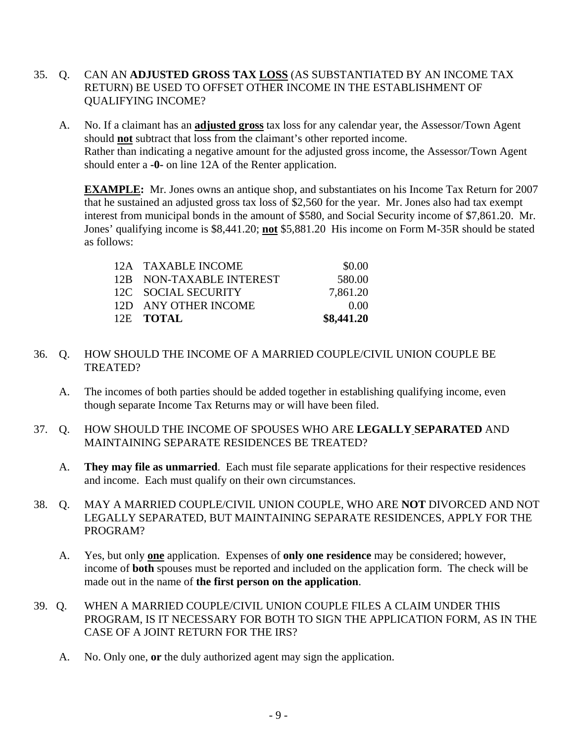35. Q. CAN AN **ADJUSTED GROSS TAX LOSS** (AS SUBSTANTIATED BY AN INCOME TAX RETURN) BE USED TO OFFSET OTHER INCOME IN THE ESTABLISHMENT OF QUALIFYING INCOME?

 A. No. If a claimant has an **adjusted gross** tax loss for any calendar year, the Assessor/Town Agent should **not** subtract that loss from the claimant's other reported income. Rather than indicating a negative amount for the adjusted gross income, the Assessor/Town Agent should enter a **-0-** on line 12A of the Renter application.

 **EXAMPLE:** Mr. Jones owns an antique shop, and substantiates on his Income Tax Return for 2007 that he sustained an adjusted gross tax loss of $2,560 for the year. Mr. Jones also had tax exempt interest from municipal bonds in the amount of $580, and Social Security income of $7,861.20. Mr. Jones' qualifying income is $8,441.20; **not** $5,881.20 His income on Form M-35R should be stated as follows:

| | | |
|---|---|---|
| 12A | TAXABLE INCOME | $0.00 |
| 12B | NON-TAXABLE INTEREST | 580.00 |
| 12C | SOCIAL SECURITY | 7,861.20 |
| 12D | ANY OTHER INCOME | 0.00 |
| 12E | **TOTAL** | **$8,441.20** |

36. Q. HOW SHOULD THE INCOME OF A MARRIED COUPLE/CIVIL UNION COUPLE BE TREATED?

 A. The incomes of both parties should be added together in establishing qualifying income, even though separate Income Tax Returns may or will have been filed.

37. Q. HOW SHOULD THE INCOME OF SPOUSES WHO ARE **LEGALLY SEPARATED** AND MAINTAINING SEPARATE RESIDENCES BE TREATED?

 A. **They may file as unmarried**. Each must file separate applications for their respective residences and income. Each must qualify on their own circumstances.

38. Q. MAY A MARRIED COUPLE/CIVIL UNION COUPLE, WHO ARE **NOT** DIVORCED AND NOT LEGALLY SEPARATED, BUT MAINTAINING SEPARATE RESIDENCES, APPLY FOR THE PROGRAM?

 A. Yes, but only **one** application. Expenses of **only one residence** may be considered; however, income of **both** spouses must be reported and included on the application form. The check will be made out in the name of **the first person on the application**.

39. Q. WHEN A MARRIED COUPLE/CIVIL UNION COUPLE FILES A CLAIM UNDER THIS PROGRAM, IS IT NECESSARY FOR BOTH TO SIGN THE APPLICATION FORM, AS IN THE CASE OF A JOINT RETURN FOR THE IRS?

 A. No. Only one, **or** the duly authorized agent may sign the application.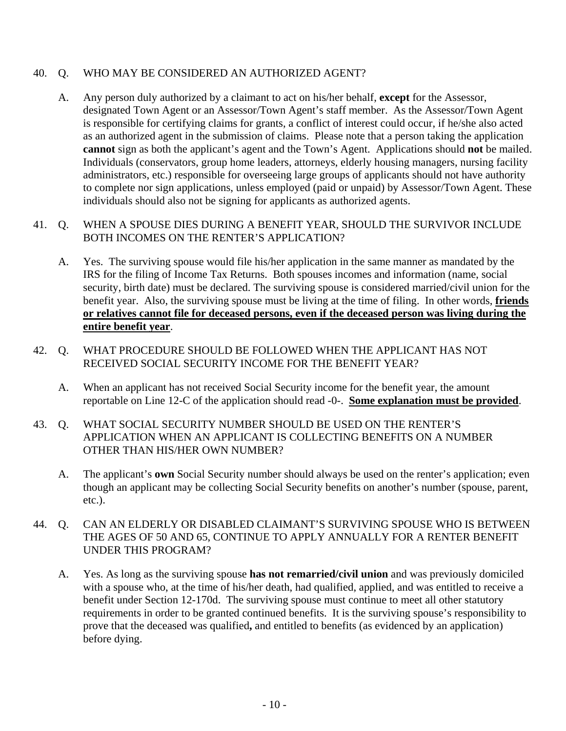40. Q. WHO MAY BE CONSIDERED AN AUTHORIZED AGENT?

    A. Any person duly authorized by a claimant to act on his/her behalf, **except** for the Assessor, designated Town Agent or an Assessor/Town Agent's staff member. As the Assessor/Town Agent is responsible for certifying claims for grants, a conflict of interest could occur, if he/she also acted as an authorized agent in the submission of claims. Please note that a person taking the application **cannot** sign as both the applicant's agent and the Town's Agent. Applications should **not** be mailed. Individuals (conservators, group home leaders, attorneys, elderly housing managers, nursing facility administrators, etc.) responsible for overseeing large groups of applicants should not have authority to complete nor sign applications, unless employed (paid or unpaid) by Assessor/Town Agent. These individuals should also not be signing for applicants as authorized agents.

41. Q. WHEN A SPOUSE DIES DURING A BENEFIT YEAR, SHOULD THE SURVIVOR INCLUDE BOTH INCOMES ON THE RENTER'S APPLICATION?

    A. Yes. The surviving spouse would file his/her application in the same manner as mandated by the IRS for the filing of Income Tax Returns. Both spouses incomes and information (name, social security, birth date) must be declared. The surviving spouse is considered married/civil union for the benefit year. Also, the surviving spouse must be living at the time of filing. In other words, <u>**friends or relatives cannot file for deceased persons, even if the deceased person was living during the entire benefit year**</u>.

42. Q. WHAT PROCEDURE SHOULD BE FOLLOWED WHEN THE APPLICANT HAS NOT RECEIVED SOCIAL SECURITY INCOME FOR THE BENEFIT YEAR?

    A. When an applicant has not received Social Security income for the benefit year, the amount reportable on Line 12-C of the application should read -0-. <u>**Some explanation must be provided**</u>.

43. Q. WHAT SOCIAL SECURITY NUMBER SHOULD BE USED ON THE RENTER'S APPLICATION WHEN AN APPLICANT IS COLLECTING BENEFITS ON A NUMBER OTHER THAN HIS/HER OWN NUMBER?

    A. The applicant's **own** Social Security number should always be used on the renter's application; even though an applicant may be collecting Social Security benefits on another's number (spouse, parent, etc.).

44. Q. CAN AN ELDERLY OR DISABLED CLAIMANT'S SURVIVING SPOUSE WHO IS BETWEEN THE AGES OF 50 AND 65, CONTINUE TO APPLY ANNUALLY FOR A RENTER BENEFIT UNDER THIS PROGRAM?

    A. Yes. As long as the surviving spouse **has not remarried/civil union** and was previously domiciled with a spouse who, at the time of his/her death, had qualified, applied, and was entitled to receive a benefit under Section 12-170d. The surviving spouse must continue to meet all other statutory requirements in order to be granted continued benefits. It is the surviving spouse's responsibility to prove that the deceased was qualified**,** and entitled to benefits (as evidenced by an application) before dying.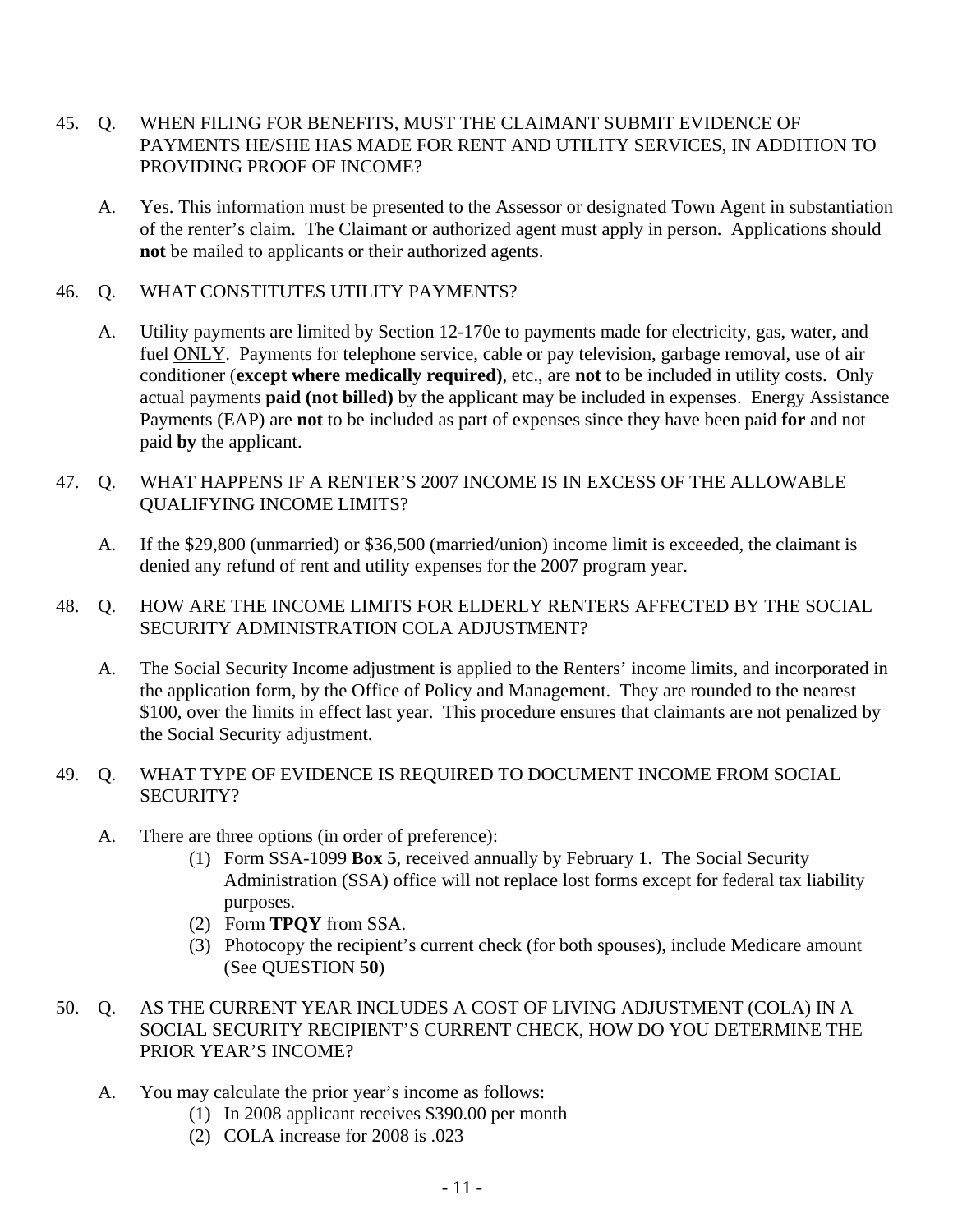45. Q. WHEN FILING FOR BENEFITS, MUST THE CLAIMANT SUBMIT EVIDENCE OF PAYMENTS HE/SHE HAS MADE FOR RENT AND UTILITY SERVICES, IN ADDITION TO PROVIDING PROOF OF INCOME?

    A. Yes. This information must be presented to the Assessor or designated Town Agent in substantiation of the renter's claim. The Claimant or authorized agent must apply in person. Applications should **not** be mailed to applicants or their authorized agents.

46. Q. WHAT CONSTITUTES UTILITY PAYMENTS?

    A. Utility payments are limited by Section 12-170e to payments made for electricity, gas, water, and fuel <u>ONLY</u>. Payments for telephone service, cable or pay television, garbage removal, use of air conditioner (**except where medically required)**, etc., are **not** to be included in utility costs. Only actual payments **paid (not billed)** by the applicant may be included in expenses. Energy Assistance Payments (EAP) are **not** to be included as part of expenses since they have been paid **for** and not paid **by** the applicant.

47. Q. WHAT HAPPENS IF A RENTER'S 2007 INCOME IS IN EXCESS OF THE ALLOWABLE QUALIFYING INCOME LIMITS?

    A. If the $29,800 (unmarried) or $36,500 (married/union) income limit is exceeded, the claimant is denied any refund of rent and utility expenses for the 2007 program year.

48. Q. HOW ARE THE INCOME LIMITS FOR ELDERLY RENTERS AFFECTED BY THE SOCIAL SECURITY ADMINISTRATION COLA ADJUSTMENT?

    A. The Social Security Income adjustment is applied to the Renters' income limits, and incorporated in the application form, by the Office of Policy and Management. They are rounded to the nearest $100, over the limits in effect last year. This procedure ensures that claimants are not penalized by the Social Security adjustment.

49. Q. WHAT TYPE OF EVIDENCE IS REQUIRED TO DOCUMENT INCOME FROM SOCIAL SECURITY?

    A. There are three options (in order of preference):
       1. Form SSA-1099 **Box 5**, received annually by February 1. The Social Security Administration (SSA) office will not replace lost forms except for federal tax liability purposes.
       2. Form **TPQY** from SSA.
       3. Photocopy the recipient's current check (for both spouses), include Medicare amount (See QUESTION **50**)

50. Q. AS THE CURRENT YEAR INCLUDES A COST OF LIVING ADJUSTMENT (COLA) IN A SOCIAL SECURITY RECIPIENT'S CURRENT CHECK, HOW DO YOU DETERMINE THE PRIOR YEAR'S INCOME?

    A. You may calculate the prior year's income as follows:
       1. In 2008 applicant receives $390.00 per month
       2. COLA increase for 2008 is .023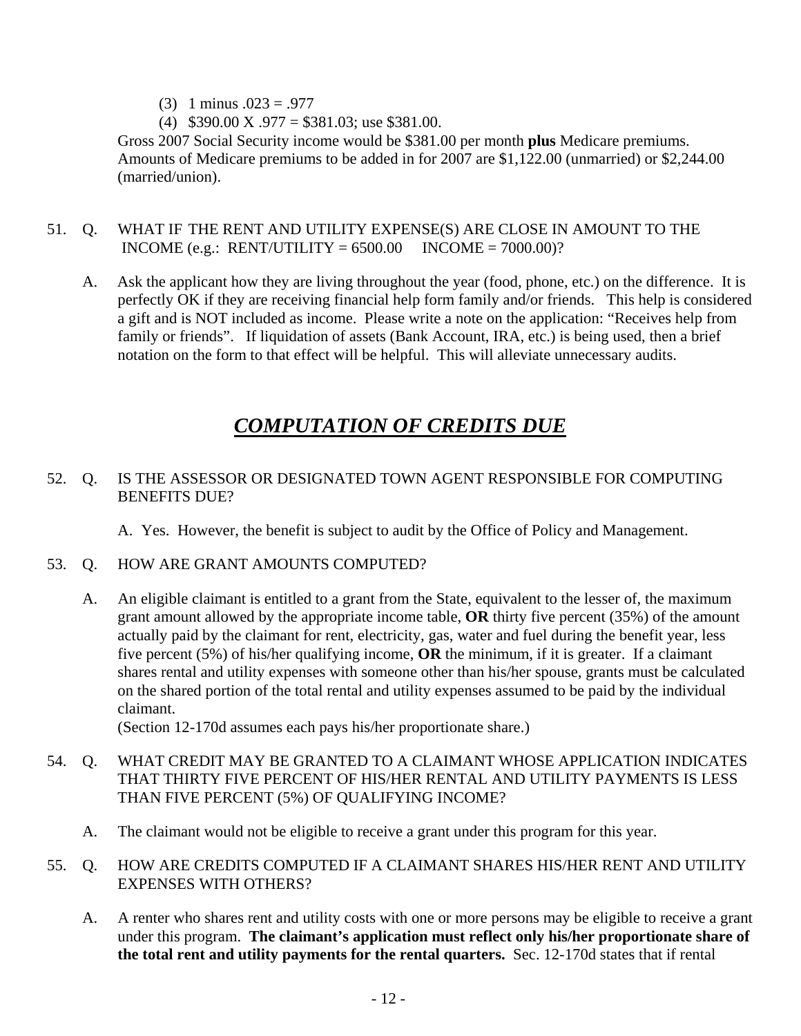(3) 1 minus .023 = .977

(4) $390.00 X .977 = $381.03; use $381.00.

Gross 2007 Social Security income would be $381.00 per month **plus** Medicare premiums. Amounts of Medicare premiums to be added in for 2007 are $1,122.00 (unmarried) or $2,244.00 (married/union).

51. Q. WHAT IF THE RENT AND UTILITY EXPENSE(S) ARE CLOSE IN AMOUNT TO THE INCOME (e.g.: RENT/UTILITY = 6500.00 INCOME = 7000.00)?

 A. Ask the applicant how they are living throughout the year (food, phone, etc.) on the difference. It is perfectly OK if they are receiving financial help form family and/or friends. This help is considered a gift and is NOT included as income. Please write a note on the application: "Receives help from family or friends". If liquidation of assets (Bank Account, IRA, etc.) is being used, then a brief notation on the form to that effect will be helpful. This will alleviate unnecessary audits.

## ***COMPUTATION OF CREDITS DUE***

52. Q. IS THE ASSESSOR OR DESIGNATED TOWN AGENT RESPONSIBLE FOR COMPUTING BENEFITS DUE?

 A. Yes. However, the benefit is subject to audit by the Office of Policy and Management.

53. Q. HOW ARE GRANT AMOUNTS COMPUTED?

 A. An eligible claimant is entitled to a grant from the State, equivalent to the lesser of, the maximum grant amount allowed by the appropriate income table, **OR** thirty five percent (35%) of the amount actually paid by the claimant for rent, electricity, gas, water and fuel during the benefit year, less five percent (5%) of his/her qualifying income, **OR** the minimum, if it is greater. If a claimant shares rental and utility expenses with someone other than his/her spouse, grants must be calculated on the shared portion of the total rental and utility expenses assumed to be paid by the individual claimant.
 (Section 12-170d assumes each pays his/her proportionate share.)

54. Q. WHAT CREDIT MAY BE GRANTED TO A CLAIMANT WHOSE APPLICATION INDICATES THAT THIRTY FIVE PERCENT OF HIS/HER RENTAL AND UTILITY PAYMENTS IS LESS THAN FIVE PERCENT (5%) OF QUALIFYING INCOME?

 A. The claimant would not be eligible to receive a grant under this program for this year.

55. Q. HOW ARE CREDITS COMPUTED IF A CLAIMANT SHARES HIS/HER RENT AND UTILITY EXPENSES WITH OTHERS?

 A. A renter who shares rent and utility costs with one or more persons may be eligible to receive a grant under this program. **The claimant's application must reflect only his/her proportionate share of the total rent and utility payments for the rental quarters.** Sec. 12-170d states that if rental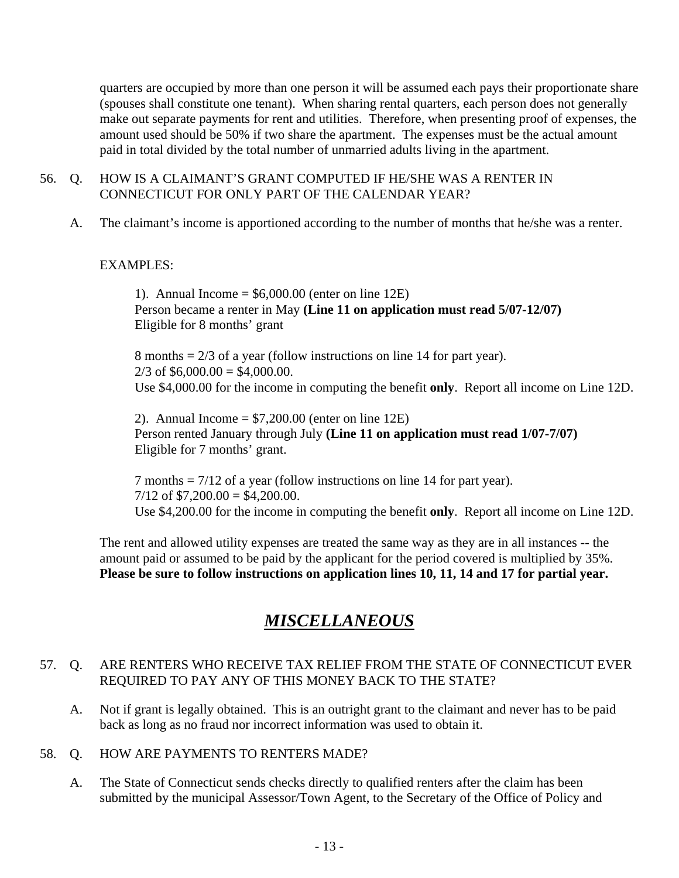quarters are occupied by more than one person it will be assumed each pays their proportionate share (spouses shall constitute one tenant). When sharing rental quarters, each person does not generally make out separate payments for rent and utilities. Therefore, when presenting proof of expenses, the amount used should be 50% if two share the apartment. The expenses must be the actual amount paid in total divided by the total number of unmarried adults living in the apartment.

56. Q. HOW IS A CLAIMANT'S GRANT COMPUTED IF HE/SHE WAS A RENTER IN CONNECTICUT FOR ONLY PART OF THE CALENDAR YEAR?

A. The claimant's income is apportioned according to the number of months that he/she was a renter.

EXAMPLES:

1). Annual Income = $6,000.00 (enter on line 12E)
Person became a renter in May **(Line 11 on application must read 5/07-12/07)**
Eligible for 8 months' grant

8 months = 2/3 of a year (follow instructions on line 14 for part year).
2/3 of $6,000.00 = $4,000.00.
Use $4,000.00 for the income in computing the benefit **only**. Report all income on Line 12D.

2). Annual Income = $7,200.00 (enter on line 12E)
Person rented January through July **(Line 11 on application must read 1/07-7/07)**
Eligible for 7 months' grant.

7 months = 7/12 of a year (follow instructions on line 14 for part year).
7/12 of $7,200.00 = $4,200.00.
Use $4,200.00 for the income in computing the benefit **only**. Report all income on Line 12D.

The rent and allowed utility expenses are treated the same way as they are in all instances -- the amount paid or assumed to be paid by the applicant for the period covered is multiplied by 35%. **Please be sure to follow instructions on application lines 10, 11, 14 and 17 for partial year.**

## ***MISCELLANEOUS***

57. Q. ARE RENTERS WHO RECEIVE TAX RELIEF FROM THE STATE OF CONNECTICUT EVER REQUIRED TO PAY ANY OF THIS MONEY BACK TO THE STATE?

A. Not if grant is legally obtained. This is an outright grant to the claimant and never has to be paid back as long as no fraud nor incorrect information was used to obtain it.

58. Q. HOW ARE PAYMENTS TO RENTERS MADE?

A. The State of Connecticut sends checks directly to qualified renters after the claim has been submitted by the municipal Assessor/Town Agent, to the Secretary of the Office of Policy and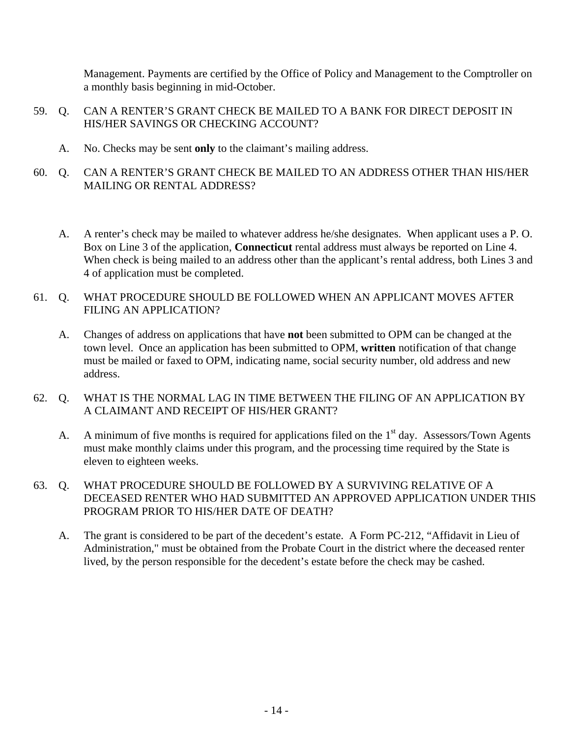Management. Payments are certified by the Office of Policy and Management to the Comptroller on a monthly basis beginning in mid-October.

59. Q. CAN A RENTER'S GRANT CHECK BE MAILED TO A BANK FOR DIRECT DEPOSIT IN HIS/HER SAVINGS OR CHECKING ACCOUNT?

    A. No. Checks may be sent **only** to the claimant's mailing address.

60. Q. CAN A RENTER'S GRANT CHECK BE MAILED TO AN ADDRESS OTHER THAN HIS/HER MAILING OR RENTAL ADDRESS?

    A. A renter's check may be mailed to whatever address he/she designates. When applicant uses a P. O. Box on Line 3 of the application, **Connecticut** rental address must always be reported on Line 4. When check is being mailed to an address other than the applicant's rental address, both Lines 3 and 4 of application must be completed.

61. Q. WHAT PROCEDURE SHOULD BE FOLLOWED WHEN AN APPLICANT MOVES AFTER FILING AN APPLICATION?

    A. Changes of address on applications that have **not** been submitted to OPM can be changed at the town level. Once an application has been submitted to OPM, **written** notification of that change must be mailed or faxed to OPM, indicating name, social security number, old address and new address.

62. Q. WHAT IS THE NORMAL LAG IN TIME BETWEEN THE FILING OF AN APPLICATION BY A CLAIMANT AND RECEIPT OF HIS/HER GRANT?

    A. A minimum of five months is required for applications filed on the 1st day. Assessors/Town Agents must make monthly claims under this program, and the processing time required by the State is eleven to eighteen weeks.

63. Q. WHAT PROCEDURE SHOULD BE FOLLOWED BY A SURVIVING RELATIVE OF A DECEASED RENTER WHO HAD SUBMITTED AN APPROVED APPLICATION UNDER THIS PROGRAM PRIOR TO HIS/HER DATE OF DEATH?

    A. The grant is considered to be part of the decedent's estate. A Form PC-212, "Affidavit in Lieu of Administration," must be obtained from the Probate Court in the district where the deceased renter lived, by the person responsible for the decedent's estate before the check may be cashed.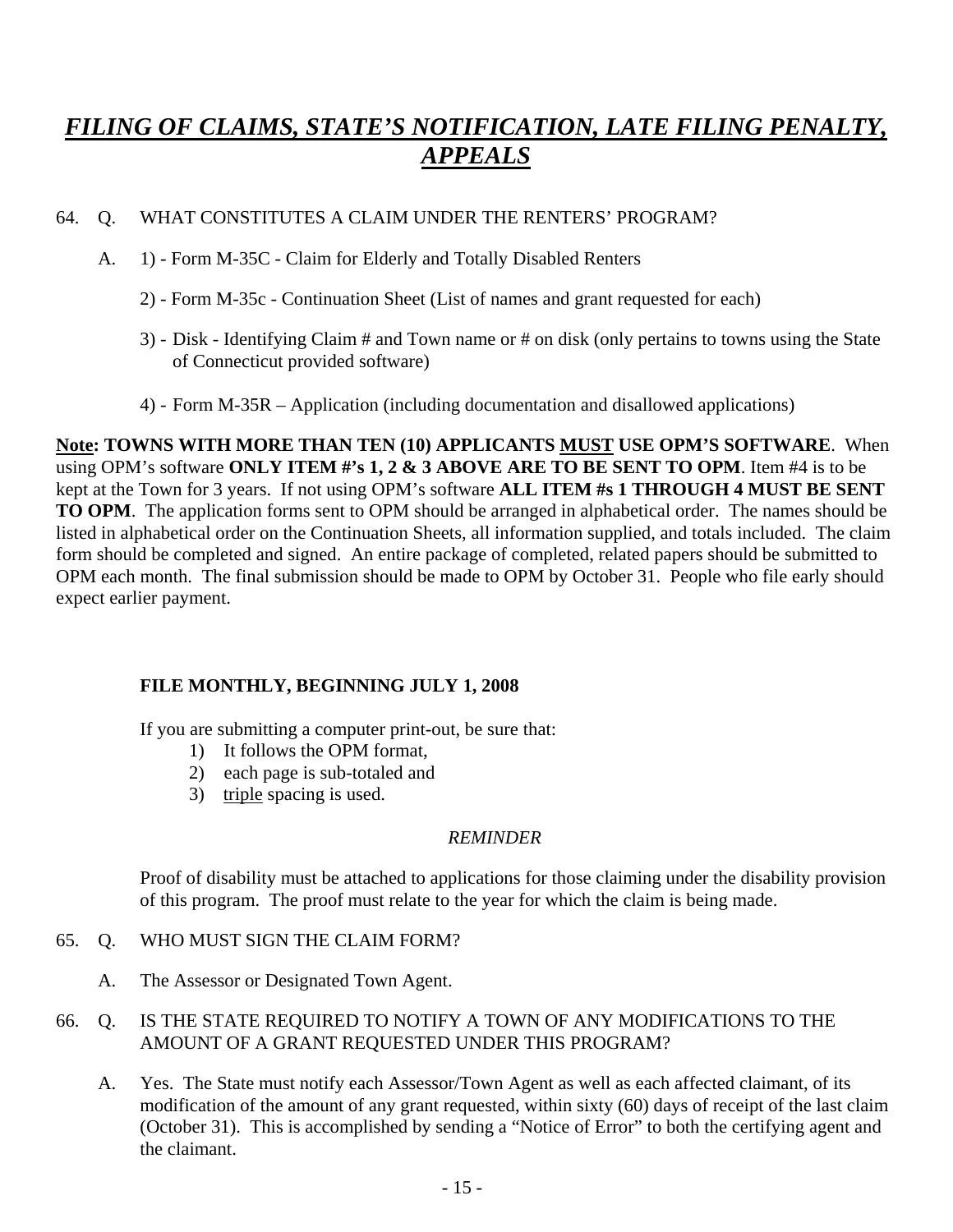# ***FILING OF CLAIMS, STATE'S NOTIFICATION, LATE FILING PENALTY, APPEALS***

64. Q. WHAT CONSTITUTES A CLAIM UNDER THE RENTERS' PROGRAM?

    A. 1) - Form M-35C - Claim for Elderly and Totally Disabled Renters

       2) - Form M-35c - Continuation Sheet (List of names and grant requested for each)

       3) - Disk - Identifying Claim # and Town name or # on disk (only pertains to towns using the State of Connecticut provided software)

       4) - Form M-35R – Application (including documentation and disallowed applications)

**Note: TOWNS WITH MORE THAN TEN (10) APPLICANTS MUST USE OPM'S SOFTWARE**. When using OPM's software **ONLY ITEM #'s 1, 2 & 3 ABOVE ARE TO BE SENT TO OPM**. Item #4 is to be kept at the Town for 3 years. If not using OPM's software **ALL ITEM #s 1 THROUGH 4 MUST BE SENT TO OPM**. The application forms sent to OPM should be arranged in alphabetical order. The names should be listed in alphabetical order on the Continuation Sheets, all information supplied, and totals included. The claim form should be completed and signed. An entire package of completed, related papers should be submitted to OPM each month. The final submission should be made to OPM by October 31. People who file early should expect earlier payment.

**FILE MONTHLY, BEGINNING JULY 1, 2008**

If you are submitting a computer print-out, be sure that:

1) It follows the OPM format,
2) each page is sub-totaled and
3) triple spacing is used.

*REMINDER*

Proof of disability must be attached to applications for those claiming under the disability provision of this program. The proof must relate to the year for which the claim is being made.

65. Q. WHO MUST SIGN THE CLAIM FORM?

    A. The Assessor or Designated Town Agent.

66. Q. IS THE STATE REQUIRED TO NOTIFY A TOWN OF ANY MODIFICATIONS TO THE AMOUNT OF A GRANT REQUESTED UNDER THIS PROGRAM?

    A. Yes. The State must notify each Assessor/Town Agent as well as each affected claimant, of its modification of the amount of any grant requested, within sixty (60) days of receipt of the last claim (October 31). This is accomplished by sending a "Notice of Error" to both the certifying agent and the claimant.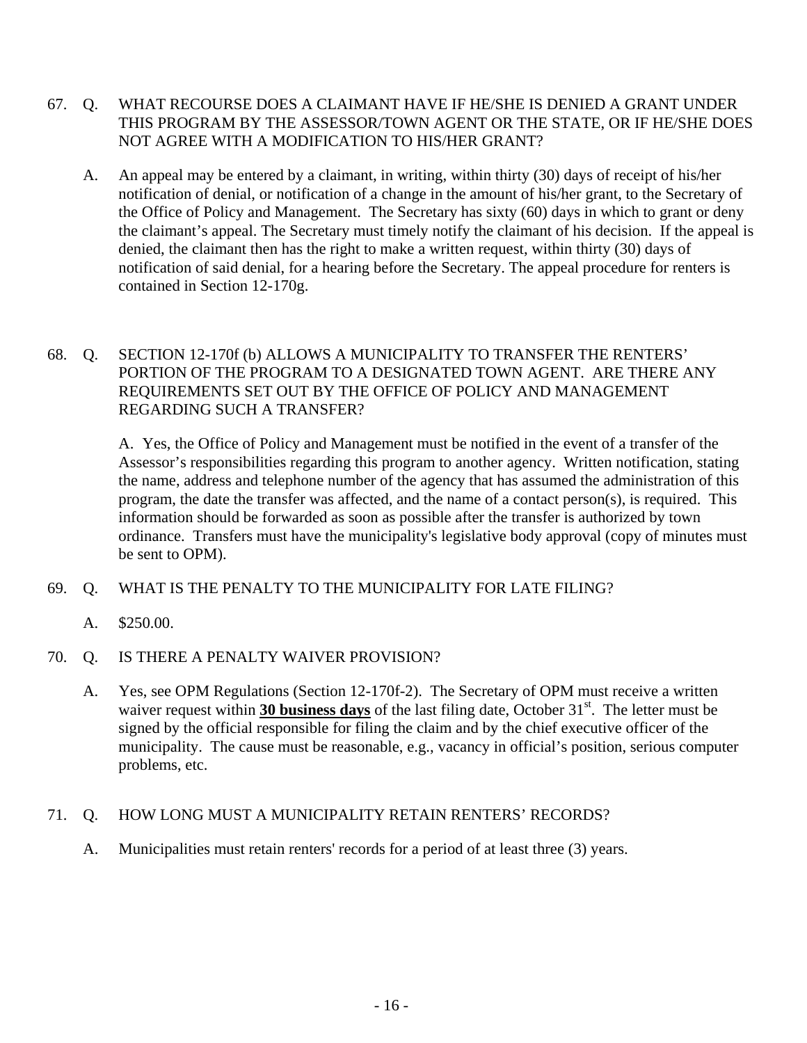67. Q. WHAT RECOURSE DOES A CLAIMANT HAVE IF HE/SHE IS DENIED A GRANT UNDER THIS PROGRAM BY THE ASSESSOR/TOWN AGENT OR THE STATE, OR IF HE/SHE DOES NOT AGREE WITH A MODIFICATION TO HIS/HER GRANT?

    A. An appeal may be entered by a claimant, in writing, within thirty (30) days of receipt of his/her notification of denial, or notification of a change in the amount of his/her grant, to the Secretary of the Office of Policy and Management. The Secretary has sixty (60) days in which to grant or deny the claimant's appeal. The Secretary must timely notify the claimant of his decision. If the appeal is denied, the claimant then has the right to make a written request, within thirty (30) days of notification of said denial, for a hearing before the Secretary. The appeal procedure for renters is contained in Section 12-170g.

68. Q. SECTION 12-170f (b) ALLOWS A MUNICIPALITY TO TRANSFER THE RENTERS' PORTION OF THE PROGRAM TO A DESIGNATED TOWN AGENT. ARE THERE ANY REQUIREMENTS SET OUT BY THE OFFICE OF POLICY AND MANAGEMENT REGARDING SUCH A TRANSFER?

    A. Yes, the Office of Policy and Management must be notified in the event of a transfer of the Assessor's responsibilities regarding this program to another agency. Written notification, stating the name, address and telephone number of the agency that has assumed the administration of this program, the date the transfer was affected, and the name of a contact person(s), is required. This information should be forwarded as soon as possible after the transfer is authorized by town ordinance. Transfers must have the municipality's legislative body approval (copy of minutes must be sent to OPM).

69. Q. WHAT IS THE PENALTY TO THE MUNICIPALITY FOR LATE FILING?

    A. $250.00.

70. Q. IS THERE A PENALTY WAIVER PROVISION?

    A. Yes, see OPM Regulations (Section 12-170f-2). The Secretary of OPM must receive a written waiver request within **30 business days** of the last filing date, October 31st. The letter must be signed by the official responsible for filing the claim and by the chief executive officer of the municipality. The cause must be reasonable, e.g., vacancy in official's position, serious computer problems, etc.

71. Q. HOW LONG MUST A MUNICIPALITY RETAIN RENTERS' RECORDS?

    A. Municipalities must retain renters' records for a period of at least three (3) years.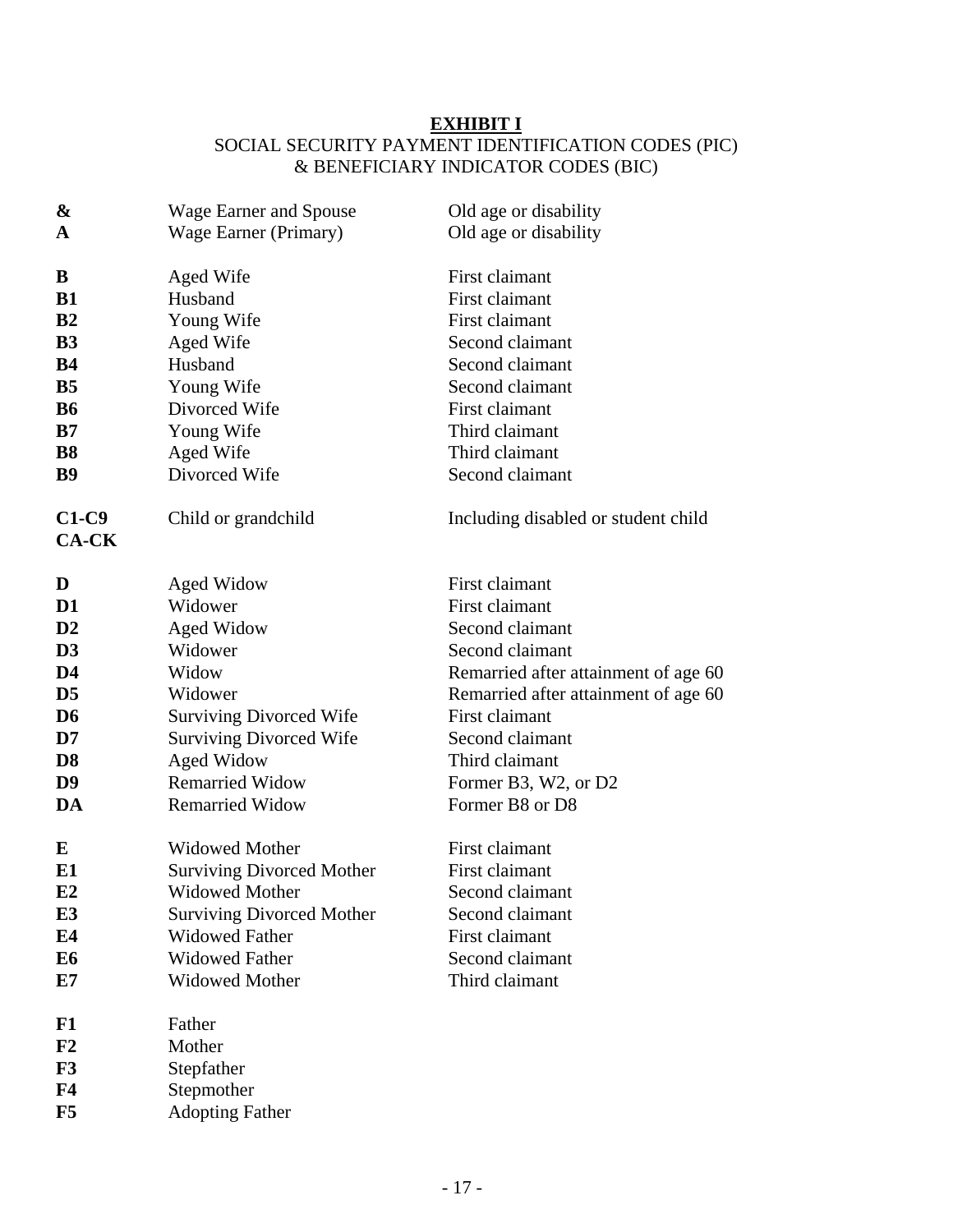**EXHIBIT I**

SOCIAL SECURITY PAYMENT IDENTIFICATION CODES (PIC) & BENEFICIARY INDICATOR CODES (BIC)

| Code | Beneficiary | Description |
|---|---|---|
| **&** | Wage Earner and Spouse | Old age or disability |
| **A** | Wage Earner (Primary) | Old age or disability |
| | | |
| **B** | Aged Wife | First claimant |
| **B1** | Husband | First claimant |
| **B2** | Young Wife | First claimant |
| **B3** | Aged Wife | Second claimant |
| **B4** | Husband | Second claimant |
| **B5** | Young Wife | Second claimant |
| **B6** | Divorced Wife | First claimant |
| **B7** | Young Wife | Third claimant |
| **B8** | Aged Wife | Third claimant |
| **B9** | Divorced Wife | Second claimant |
| | | |
| **C1-C9 CA-CK** | Child or grandchild | Including disabled or student child |
| | | |
| **D** | Aged Widow | First claimant |
| **D1** | Widower | First claimant |
| **D2** | Aged Widow | Second claimant |
| **D3** | Widower | Second claimant |
| **D4** | Widow | Remarried after attainment of age 60 |
| **D5** | Widower | Remarried after attainment of age 60 |
| **D6** | Surviving Divorced Wife | First claimant |
| **D7** | Surviving Divorced Wife | Second claimant |
| **D8** | Aged Widow | Third claimant |
| **D9** | Remarried Widow | Former B3, W2, or D2 |
| **DA** | Remarried Widow | Former B8 or D8 |
| | | |
| **E** | Widowed Mother | First claimant |
| **E1** | Surviving Divorced Mother | First claimant |
| **E2** | Widowed Mother | Second claimant |
| **E3** | Surviving Divorced Mother | Second claimant |
| **E4** | Widowed Father | First claimant |
| **E6** | Widowed Father | Second claimant |
| **E7** | Widowed Mother | Third claimant |
| | | |
| **F1** | Father | |
| **F2** | Mother | |
| **F3** | Stepfather | |
| **F4** | Stepmother | |
| **F5** | Adopting Father | |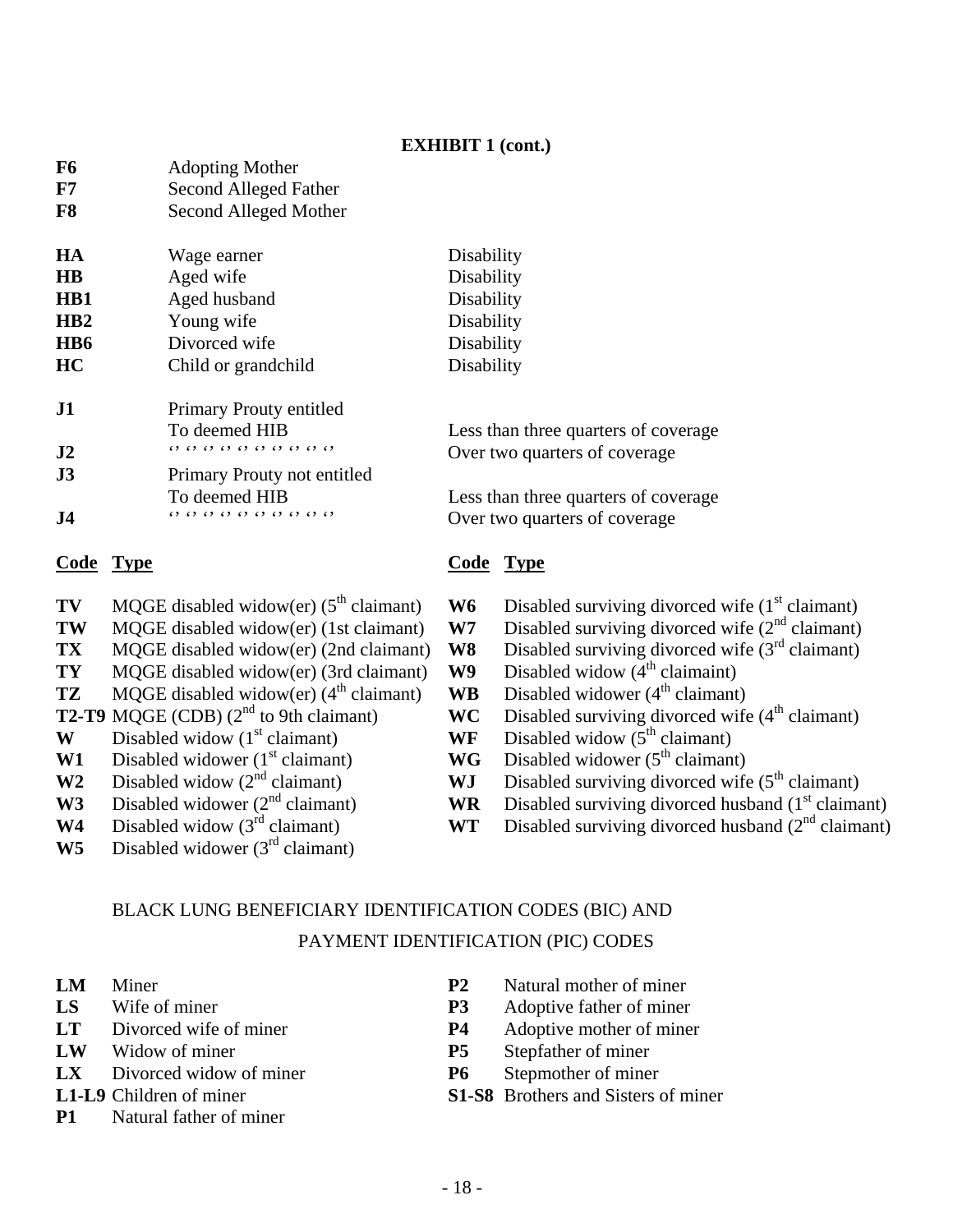**EXHIBIT 1 (cont.)**

| | | |
|---|---|---|
| **F6** | Adopting Mother | |
| **F7** | Second Alleged Father | |
| **F8** | Second Alleged Mother | |
| **HA** | Wage earner | Disability |
| **HB** | Aged wife | Disability |
| **HB1** | Aged husband | Disability |
| **HB2** | Young wife | Disability |
| **HB6** | Divorced wife | Disability |
| **HC** | Child or grandchild | Disability |
| **J1** | Primary Prouty entitled To deemed HIB | Less than three quarters of coverage |
| **J2** | ‘’ ‘’ ‘’ ‘’ ‘’ ‘’ ‘’ ‘’ ‘’ ‘’ | Over two quarters of coverage |
| **J3** | Primary Prouty not entitled To deemed HIB | Less than three quarters of coverage |
| **J4** | ‘’ ‘’ ‘’ ‘’ ‘’ ‘’ ‘’ ‘’ ‘’ ‘’ | Over two quarters of coverage |

| Code | Type |
|---|---|
| **TV** | MQGE disabled widow(er) (5th claimant) |
| **TW** | MQGE disabled widow(er) (1st claimant) |
| **TX** | MQGE disabled widow(er) (2nd claimant) |
| **TY** | MQGE disabled widow(er) (3rd claimant) |
| **TZ** | MQGE disabled widow(er) (4th claimant) |
| **T2-T9** | MQGE (CDB) (2nd to 9th claimant) |
| **W** | Disabled widow (1st claimant) |
| **W1** | Disabled widower (1st claimant) |
| **W2** | Disabled widow (2nd claimant) |
| **W3** | Disabled widower (2nd claimant) |
| **W4** | Disabled widow (3rd claimant) |
| **W5** | Disabled widower (3rd claimant) |
| **W6** | Disabled surviving divorced wife (1st claimant) |
| **W7** | Disabled surviving divorced wife (2nd claimant) |
| **W8** | Disabled surviving divorced wife (3rd claimant) |
| **W9** | Disabled widow (4th claimaint) |
| **WB** | Disabled widower (4th claimant) |
| **WC** | Disabled surviving divorced wife (4th claimant) |
| **WF** | Disabled widow (5th claimant) |
| **WG** | Disabled widower (5th claimant) |
| **WJ** | Disabled surviving divorced wife (5th claimant) |
| **WR** | Disabled surviving divorced husband (1st claimant) |
| **WT** | Disabled surviving divorced husband (2nd claimant) |

BLACK LUNG BENEFICIARY IDENTIFICATION CODES (BIC) AND

PAYMENT IDENTIFICATION (PIC) CODES

| | |
|---|---|
| **LM** | Miner |
| **LS** | Wife of miner |
| **LT** | Divorced wife of miner |
| **LW** | Widow of miner |
| **LX** | Divorced widow of miner |
| **L1-L9** | Children of miner |
| **P1** | Natural father of miner |
| **P2** | Natural mother of miner |
| **P3** | Adoptive father of miner |
| **P4** | Adoptive mother of miner |
| **P5** | Stepfather of miner |
| **P6** | Stepmother of miner |
| **S1-S8** | Brothers and Sisters of miner |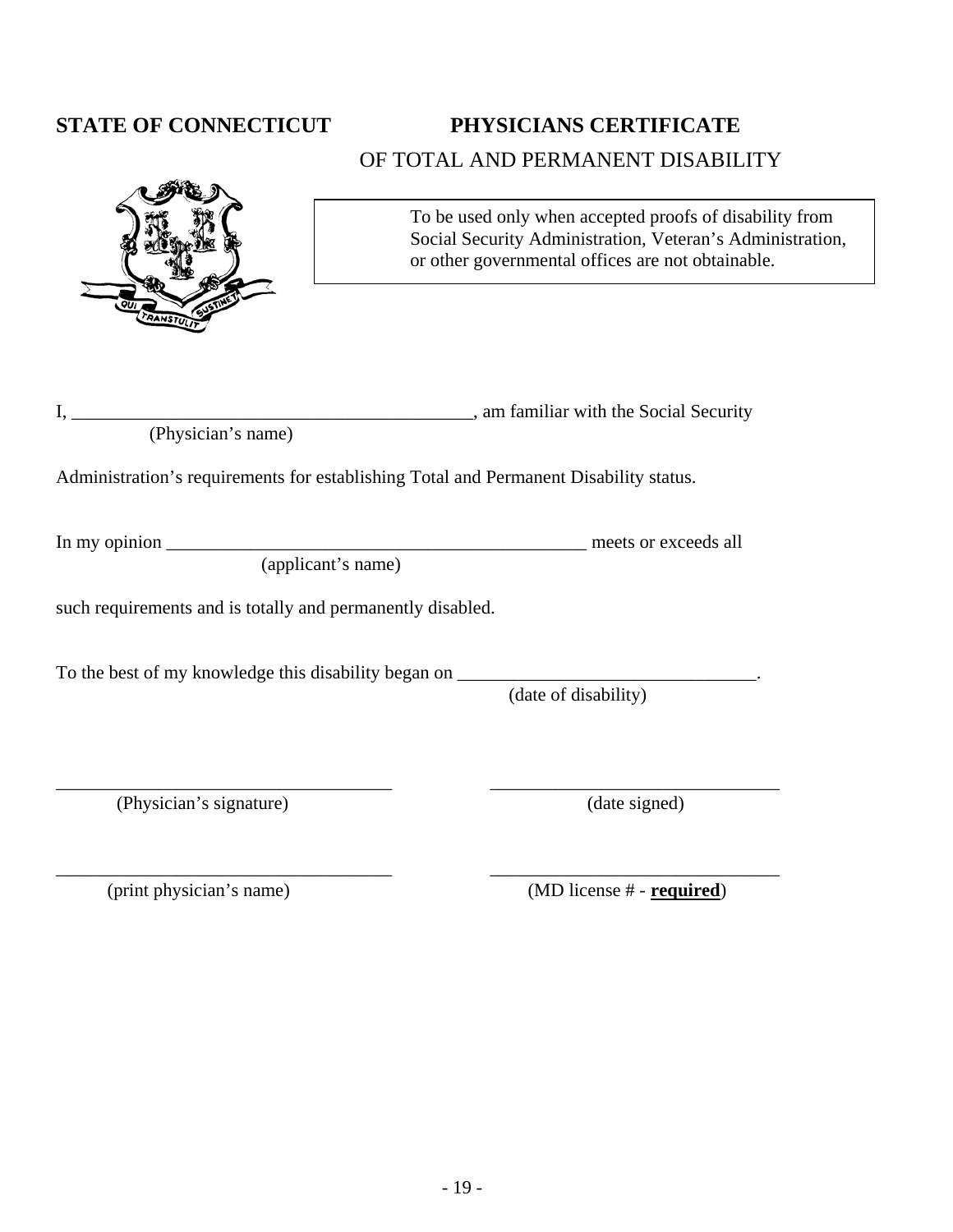**STATE OF CONNECTICUT** **PHYSICIANS CERTIFICATE**

OF TOTAL AND PERMANENT DISABILITY

> To be used only when accepted proofs of disability from Social Security Administration, Veteran's Administration, or other governmental offices are not obtainable.

I, _____________________________________________, am familiar with the Social Security
(Physician's name)

Administration's requirements for establishing Total and Permanent Disability status.

In my opinion _______________________________________________ meets or exceeds all
(applicant's name)

such requirements and is totally and permanently disabled.

To the best of my knowledge this disability began on ________________________________.
(date of disability)

_____________________________________ _______________________________
(Physician's signature) (date signed)

_____________________________________ _______________________________
(print physician's name) (MD license # - **required**)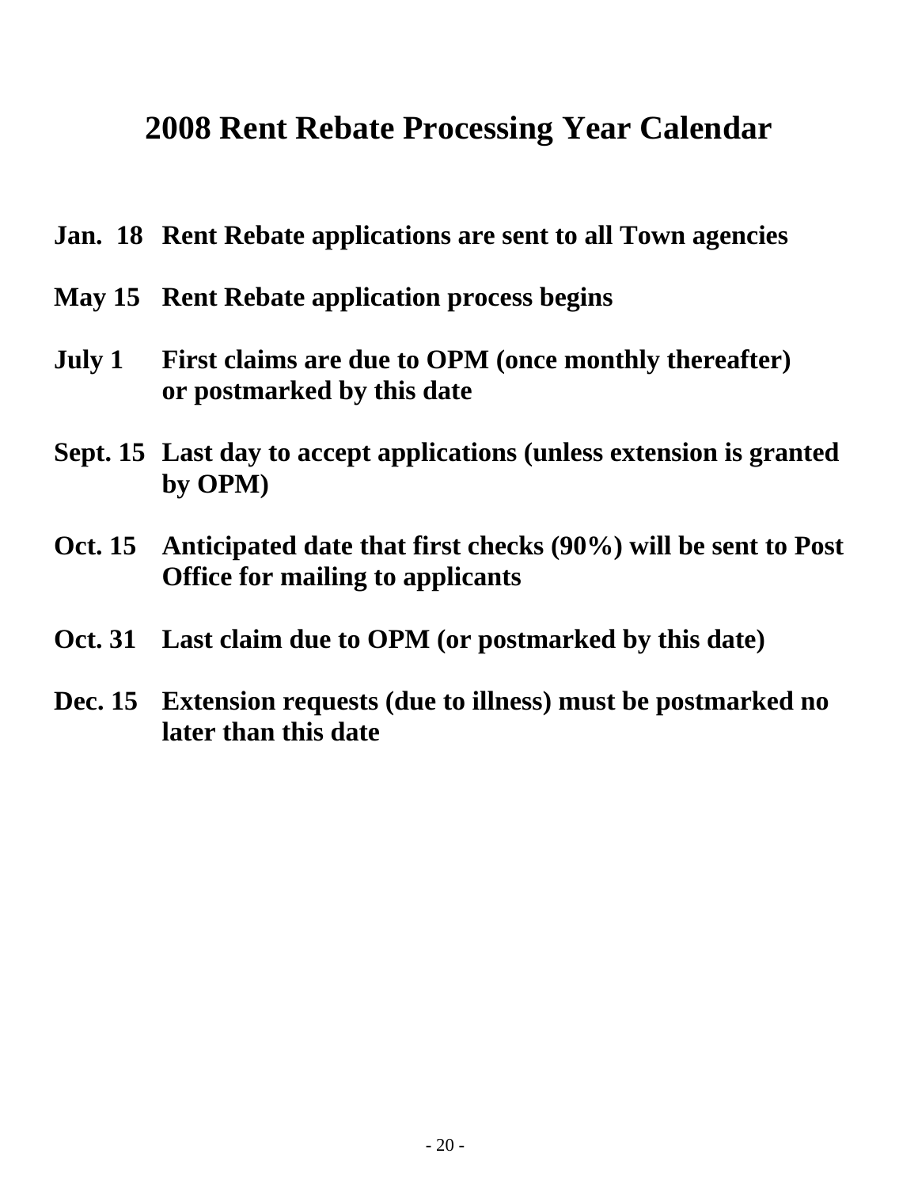# 2008 Rent Rebate Processing Year Calendar

**Jan. 18** **Rent Rebate applications are sent to all Town agencies**

**May 15** **Rent Rebate application process begins**

**July 1** **First claims are due to OPM (once monthly thereafter) or postmarked by this date**

**Sept. 15** **Last day to accept applications (unless extension is granted by OPM)**

**Oct. 15** **Anticipated date that first checks (90%) will be sent to Post Office for mailing to applicants**

**Oct. 31** **Last claim due to OPM (or postmarked by this date)**

**Dec. 15** **Extension requests (due to illness) must be postmarked no later than this date**